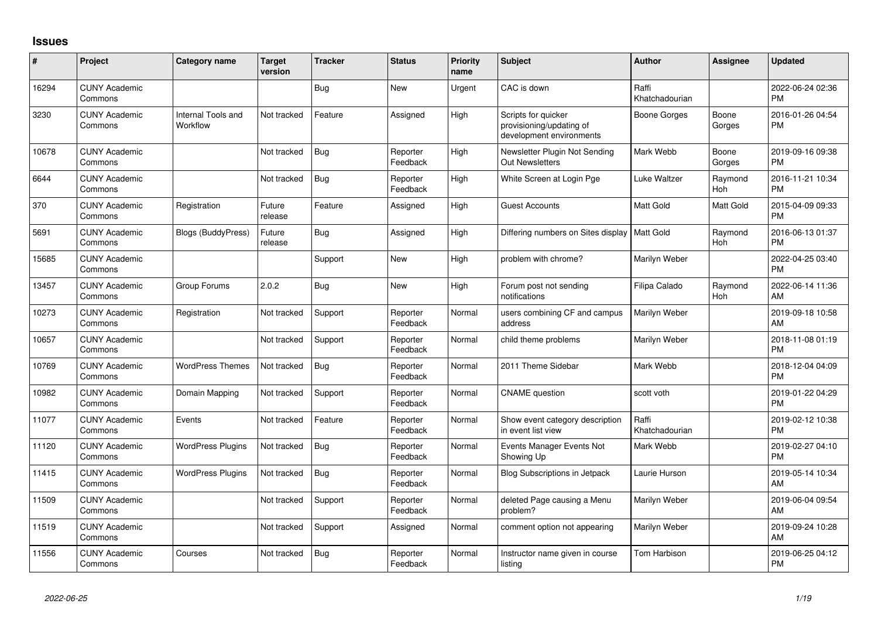# Issues

| # | Project | Category name | Target version | Tracker | Status | Priority name | Subject | Author | Assignee | Updated |
|---|---|---|---|---|---|---|---|---|---|---|
| 16294 | CUNY Academic Commons | | | Bug | New | Urgent | CAC is down | Raffi Khatchadourian | | 2022-06-24 02:36 PM |
| 3230 | CUNY Academic Commons | Internal Tools and Workflow | Not tracked | Feature | Assigned | High | Scripts for quicker provisioning/updating of development environments | Boone Gorges | Boone Gorges | 2016-01-26 04:54 PM |
| 10678 | CUNY Academic Commons | | Not tracked | Bug | Reporter Feedback | High | Newsletter Plugin Not Sending Out Newsletters | Mark Webb | Boone Gorges | 2019-09-16 09:38 PM |
| 6644 | CUNY Academic Commons | | Not tracked | Bug | Reporter Feedback | High | White Screen at Login Pge | Luke Waltzer | Raymond Hoh | 2016-11-21 10:34 PM |
| 370 | CUNY Academic Commons | Registration | Future release | Feature | Assigned | High | Guest Accounts | Matt Gold | Matt Gold | 2015-04-09 09:33 PM |
| 5691 | CUNY Academic Commons | Blogs (BuddyPress) | Future release | Bug | Assigned | High | Differing numbers on Sites display | Matt Gold | Raymond Hoh | 2016-06-13 01:37 PM |
| 15685 | CUNY Academic Commons | | | Support | New | High | problem with chrome? | Marilyn Weber | | 2022-04-25 03:40 PM |
| 13457 | CUNY Academic Commons | Group Forums | 2.0.2 | Bug | New | High | Forum post not sending notifications | Filipa Calado | Raymond Hoh | 2022-06-14 11:36 AM |
| 10273 | CUNY Academic Commons | Registration | Not tracked | Support | Reporter Feedback | Normal | users combining CF and campus address | Marilyn Weber | | 2019-09-18 10:58 AM |
| 10657 | CUNY Academic Commons | | Not tracked | Support | Reporter Feedback | Normal | child theme problems | Marilyn Weber | | 2018-11-08 01:19 PM |
| 10769 | CUNY Academic Commons | WordPress Themes | Not tracked | Bug | Reporter Feedback | Normal | 2011 Theme Sidebar | Mark Webb | | 2018-12-04 04:09 PM |
| 10982 | CUNY Academic Commons | Domain Mapping | Not tracked | Support | Reporter Feedback | Normal | CNAME question | scott voth | | 2019-01-22 04:29 PM |
| 11077 | CUNY Academic Commons | Events | Not tracked | Feature | Reporter Feedback | Normal | Show event category description in event list view | Raffi Khatchadourian | | 2019-02-12 10:38 PM |
| 11120 | CUNY Academic Commons | WordPress Plugins | Not tracked | Bug | Reporter Feedback | Normal | Events Manager Events Not Showing Up | Mark Webb | | 2019-02-27 04:10 PM |
| 11415 | CUNY Academic Commons | WordPress Plugins | Not tracked | Bug | Reporter Feedback | Normal | Blog Subscriptions in Jetpack | Laurie Hurson | | 2019-05-14 10:34 AM |
| 11509 | CUNY Academic Commons | | Not tracked | Support | Reporter Feedback | Normal | deleted Page causing a Menu problem? | Marilyn Weber | | 2019-06-04 09:54 AM |
| 11519 | CUNY Academic Commons | | Not tracked | Support | Assigned | Normal | comment option not appearing | Marilyn Weber | | 2019-09-24 10:28 AM |
| 11556 | CUNY Academic Commons | Courses | Not tracked | Bug | Reporter Feedback | Normal | Instructor name given in course listing | Tom Harbison | | 2019-06-25 04:12 PM |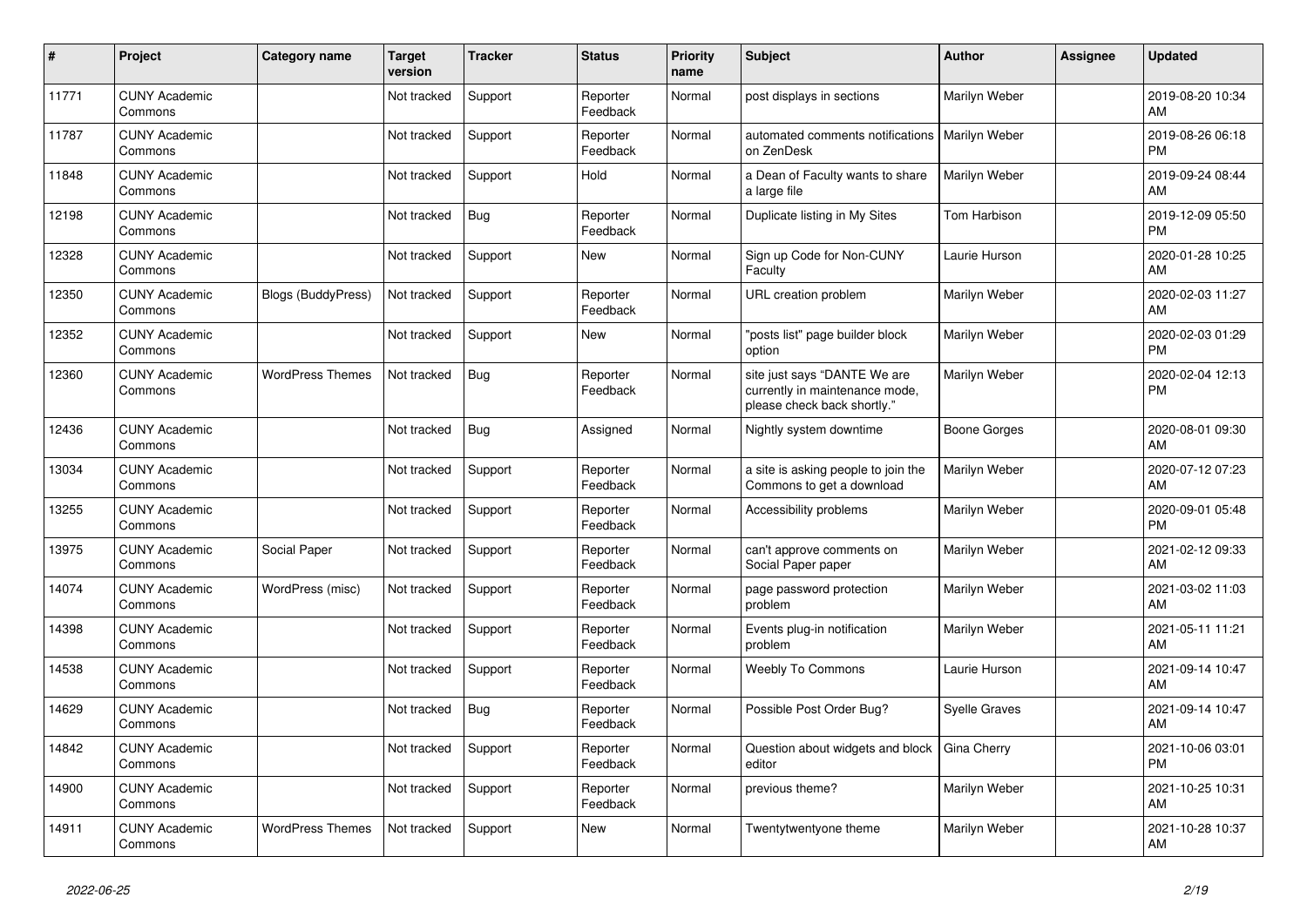| # | Project | Category name | Target version | Tracker | Status | Priority name | Subject | Author | Assignee | Updated |
|---|---|---|---|---|---|---|---|---|---|---|
| 11771 | CUNY Academic Commons | | Not tracked | Support | Reporter Feedback | Normal | post displays in sections | Marilyn Weber | | 2019-08-20 10:34 AM |
| 11787 | CUNY Academic Commons | | Not tracked | Support | Reporter Feedback | Normal | automated comments notifications on ZenDesk | Marilyn Weber | | 2019-08-26 06:18 PM |
| 11848 | CUNY Academic Commons | | Not tracked | Support | Hold | Normal | a Dean of Faculty wants to share a large file | Marilyn Weber | | 2019-09-24 08:44 AM |
| 12198 | CUNY Academic Commons | | Not tracked | Bug | Reporter Feedback | Normal | Duplicate listing in My Sites | Tom Harbison | | 2019-12-09 05:50 PM |
| 12328 | CUNY Academic Commons | | Not tracked | Support | New | Normal | Sign up Code for Non-CUNY Faculty | Laurie Hurson | | 2020-01-28 10:25 AM |
| 12350 | CUNY Academic Commons | Blogs (BuddyPress) | Not tracked | Support | Reporter Feedback | Normal | URL creation problem | Marilyn Weber | | 2020-02-03 11:27 AM |
| 12352 | CUNY Academic Commons | | Not tracked | Support | New | Normal | "posts list" page builder block option | Marilyn Weber | | 2020-02-03 01:29 PM |
| 12360 | CUNY Academic Commons | WordPress Themes | Not tracked | Bug | Reporter Feedback | Normal | site just says "DANTE We are currently in maintenance mode, please check back shortly." | Marilyn Weber | | 2020-02-04 12:13 PM |
| 12436 | CUNY Academic Commons | | Not tracked | Bug | Assigned | Normal | Nightly system downtime | Boone Gorges | | 2020-08-01 09:30 AM |
| 13034 | CUNY Academic Commons | | Not tracked | Support | Reporter Feedback | Normal | a site is asking people to join the Commons to get a download | Marilyn Weber | | 2020-07-12 07:23 AM |
| 13255 | CUNY Academic Commons | | Not tracked | Support | Reporter Feedback | Normal | Accessibility problems | Marilyn Weber | | 2020-09-01 05:48 PM |
| 13975 | CUNY Academic Commons | Social Paper | Not tracked | Support | Reporter Feedback | Normal | can't approve comments on Social Paper paper | Marilyn Weber | | 2021-02-12 09:33 AM |
| 14074 | CUNY Academic Commons | WordPress (misc) | Not tracked | Support | Reporter Feedback | Normal | page password protection problem | Marilyn Weber | | 2021-03-02 11:03 AM |
| 14398 | CUNY Academic Commons | | Not tracked | Support | Reporter Feedback | Normal | Events plug-in notification problem | Marilyn Weber | | 2021-05-11 11:21 AM |
| 14538 | CUNY Academic Commons | | Not tracked | Support | Reporter Feedback | Normal | Weebly To Commons | Laurie Hurson | | 2021-09-14 10:47 AM |
| 14629 | CUNY Academic Commons | | Not tracked | Bug | Reporter Feedback | Normal | Possible Post Order Bug? | Syelle Graves | | 2021-09-14 10:47 AM |
| 14842 | CUNY Academic Commons | | Not tracked | Support | Reporter Feedback | Normal | Question about widgets and block editor | Gina Cherry | | 2021-10-06 03:01 PM |
| 14900 | CUNY Academic Commons | | Not tracked | Support | Reporter Feedback | Normal | previous theme? | Marilyn Weber | | 2021-10-25 10:31 AM |
| 14911 | CUNY Academic Commons | WordPress Themes | Not tracked | Support | New | Normal | Twentytwentyone theme | Marilyn Weber | | 2021-10-28 10:37 AM |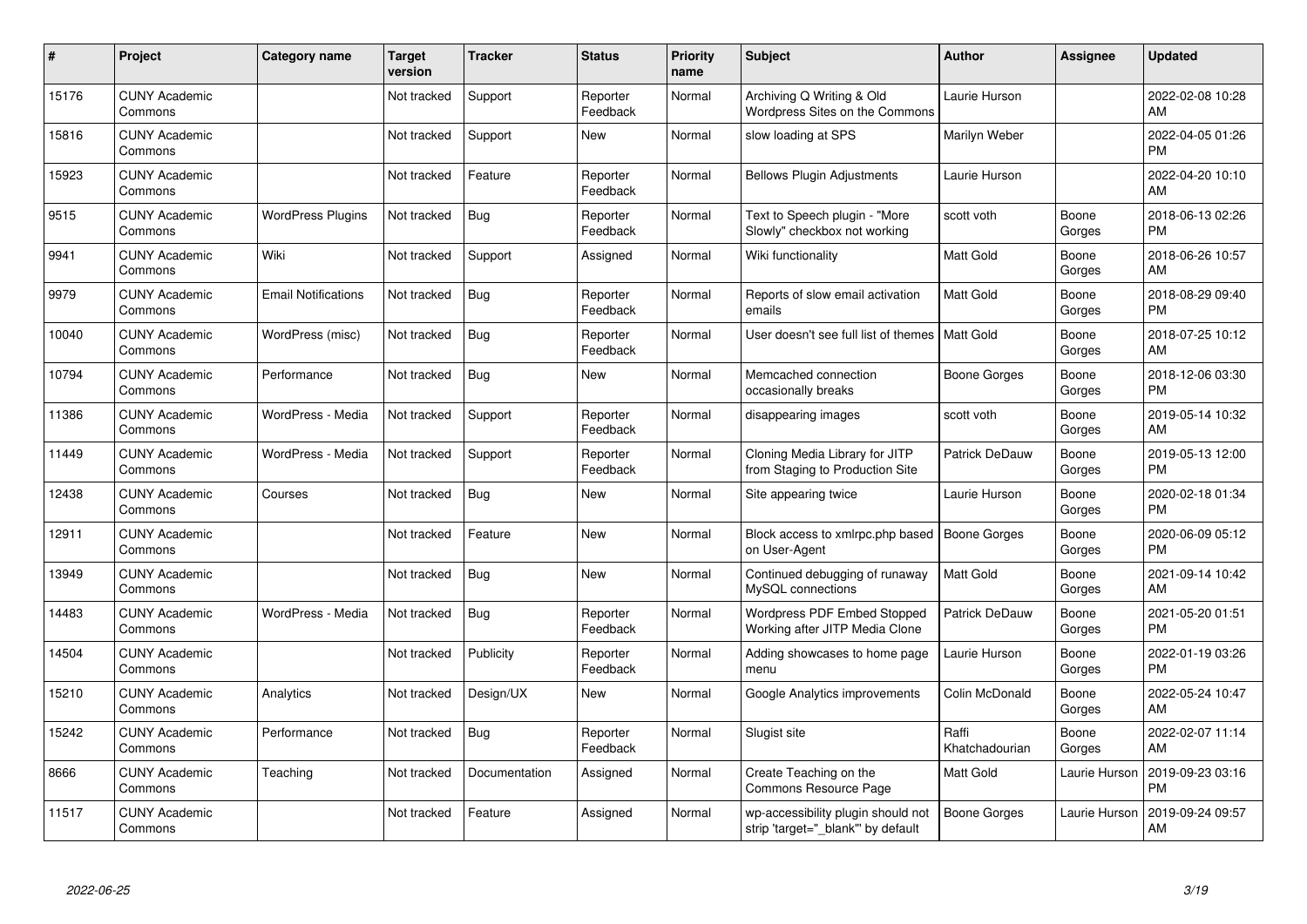| # | Project | Category name | Target version | Tracker | Status | Priority name | Subject | Author | Assignee | Updated |
|---|---|---|---|---|---|---|---|---|---|---|
| 15176 | CUNY Academic Commons | | Not tracked | Support | Reporter Feedback | Normal | Archiving Q Writing & Old Wordpress Sites on the Commons | Laurie Hurson | | 2022-02-08 10:28 AM |
| 15816 | CUNY Academic Commons | | Not tracked | Support | New | Normal | slow loading at SPS | Marilyn Weber | | 2022-04-05 01:26 PM |
| 15923 | CUNY Academic Commons | | Not tracked | Feature | Reporter Feedback | Normal | Bellows Plugin Adjustments | Laurie Hurson | | 2022-04-20 10:10 AM |
| 9515 | CUNY Academic Commons | WordPress Plugins | Not tracked | Bug | Reporter Feedback | Normal | Text to Speech plugin - "More Slowly" checkbox not working | scott voth | Boone Gorges | 2018-06-13 02:26 PM |
| 9941 | CUNY Academic Commons | Wiki | Not tracked | Support | Assigned | Normal | Wiki functionality | Matt Gold | Boone Gorges | 2018-06-26 10:57 AM |
| 9979 | CUNY Academic Commons | Email Notifications | Not tracked | Bug | Reporter Feedback | Normal | Reports of slow email activation emails | Matt Gold | Boone Gorges | 2018-08-29 09:40 PM |
| 10040 | CUNY Academic Commons | WordPress (misc) | Not tracked | Bug | Reporter Feedback | Normal | User doesn't see full list of themes | Matt Gold | Boone Gorges | 2018-07-25 10:12 AM |
| 10794 | CUNY Academic Commons | Performance | Not tracked | Bug | New | Normal | Memcached connection occasionally breaks | Boone Gorges | Boone Gorges | 2018-12-06 03:30 PM |
| 11386 | CUNY Academic Commons | WordPress - Media | Not tracked | Support | Reporter Feedback | Normal | disappearing images | scott voth | Boone Gorges | 2019-05-14 10:32 AM |
| 11449 | CUNY Academic Commons | WordPress - Media | Not tracked | Support | Reporter Feedback | Normal | Cloning Media Library for JITP from Staging to Production Site | Patrick DeDauw | Boone Gorges | 2019-05-13 12:00 PM |
| 12438 | CUNY Academic Commons | Courses | Not tracked | Bug | New | Normal | Site appearing twice | Laurie Hurson | Boone Gorges | 2020-02-18 01:34 PM |
| 12911 | CUNY Academic Commons | | Not tracked | Feature | New | Normal | Block access to xmlrpc.php based on User-Agent | Boone Gorges | Boone Gorges | 2020-06-09 05:12 PM |
| 13949 | CUNY Academic Commons | | Not tracked | Bug | New | Normal | Continued debugging of runaway MySQL connections | Matt Gold | Boone Gorges | 2021-09-14 10:42 AM |
| 14483 | CUNY Academic Commons | WordPress - Media | Not tracked | Bug | Reporter Feedback | Normal | Wordpress PDF Embed Stopped Working after JITP Media Clone | Patrick DeDauw | Boone Gorges | 2021-05-20 01:51 PM |
| 14504 | CUNY Academic Commons | | Not tracked | Publicity | Reporter Feedback | Normal | Adding showcases to home page menu | Laurie Hurson | Boone Gorges | 2022-01-19 03:26 PM |
| 15210 | CUNY Academic Commons | Analytics | Not tracked | Design/UX | New | Normal | Google Analytics improvements | Colin McDonald | Boone Gorges | 2022-05-24 10:47 AM |
| 15242 | CUNY Academic Commons | Performance | Not tracked | Bug | Reporter Feedback | Normal | Slugist site | Raffi Khatchadourian | Boone Gorges | 2022-02-07 11:14 AM |
| 8666 | CUNY Academic Commons | Teaching | Not tracked | Documentation | Assigned | Normal | Create Teaching on the Commons Resource Page | Matt Gold | Laurie Hurson | 2019-09-23 03:16 PM |
| 11517 | CUNY Academic Commons | | Not tracked | Feature | Assigned | Normal | wp-accessibility plugin should not strip 'target="_blank"' by default | Boone Gorges | Laurie Hurson | 2019-09-24 09:57 AM |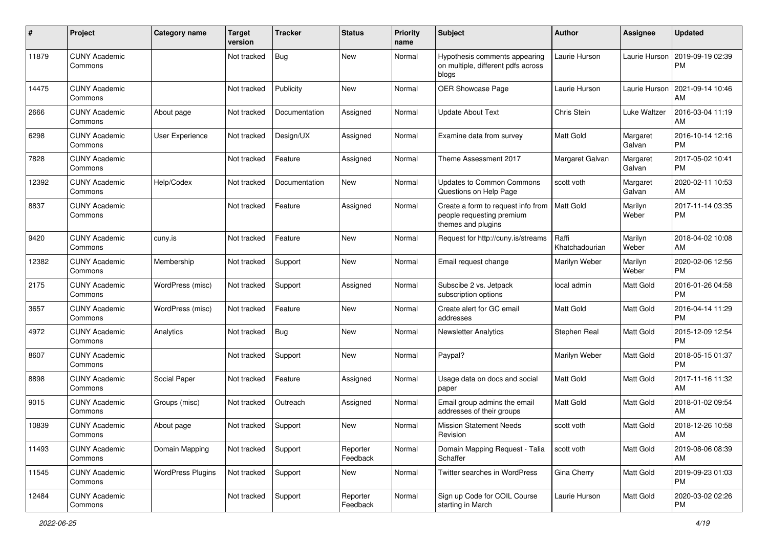| # | Project | Category name | Target version | Tracker | Status | Priority name | Subject | Author | Assignee | Updated |
|---|---|---|---|---|---|---|---|---|---|---|
| 11879 | CUNY Academic Commons | | Not tracked | Bug | New | Normal | Hypothesis comments appearing on multiple, different pdfs across blogs | Laurie Hurson | Laurie Hurson | 2019-09-19 02:39 PM |
| 14475 | CUNY Academic Commons | | Not tracked | Publicity | New | Normal | OER Showcase Page | Laurie Hurson | Laurie Hurson | 2021-09-14 10:46 AM |
| 2666 | CUNY Academic Commons | About page | Not tracked | Documentation | Assigned | Normal | Update About Text | Chris Stein | Luke Waltzer | 2016-03-04 11:19 AM |
| 6298 | CUNY Academic Commons | User Experience | Not tracked | Design/UX | Assigned | Normal | Examine data from survey | Matt Gold | Margaret Galvan | 2016-10-14 12:16 PM |
| 7828 | CUNY Academic Commons | | Not tracked | Feature | Assigned | Normal | Theme Assessment 2017 | Margaret Galvan | Margaret Galvan | 2017-05-02 10:41 PM |
| 12392 | CUNY Academic Commons | Help/Codex | Not tracked | Documentation | New | Normal | Updates to Common Commons Questions on Help Page | scott voth | Margaret Galvan | 2020-02-11 10:53 AM |
| 8837 | CUNY Academic Commons | | Not tracked | Feature | Assigned | Normal | Create a form to request info from people requesting premium themes and plugins | Matt Gold | Marilyn Weber | 2017-11-14 03:35 PM |
| 9420 | CUNY Academic Commons | cuny.is | Not tracked | Feature | New | Normal | Request for http://cuny.is/streams | Raffi Khatchadourian | Marilyn Weber | 2018-04-02 10:08 AM |
| 12382 | CUNY Academic Commons | Membership | Not tracked | Support | New | Normal | Email request change | Marilyn Weber | Marilyn Weber | 2020-02-06 12:56 PM |
| 2175 | CUNY Academic Commons | WordPress (misc) | Not tracked | Support | Assigned | Normal | Subscibe 2 vs. Jetpack subscription options | local admin | Matt Gold | 2016-01-26 04:58 PM |
| 3657 | CUNY Academic Commons | WordPress (misc) | Not tracked | Feature | New | Normal | Create alert for GC email addresses | Matt Gold | Matt Gold | 2016-04-14 11:29 PM |
| 4972 | CUNY Academic Commons | Analytics | Not tracked | Bug | New | Normal | Newsletter Analytics | Stephen Real | Matt Gold | 2015-12-09 12:54 PM |
| 8607 | CUNY Academic Commons | | Not tracked | Support | New | Normal | Paypal? | Marilyn Weber | Matt Gold | 2018-05-15 01:37 PM |
| 8898 | CUNY Academic Commons | Social Paper | Not tracked | Feature | Assigned | Normal | Usage data on docs and social paper | Matt Gold | Matt Gold | 2017-11-16 11:32 AM |
| 9015 | CUNY Academic Commons | Groups (misc) | Not tracked | Outreach | Assigned | Normal | Email group admins the email addresses of their groups | Matt Gold | Matt Gold | 2018-01-02 09:54 AM |
| 10839 | CUNY Academic Commons | About page | Not tracked | Support | New | Normal | Mission Statement Needs Revision | scott voth | Matt Gold | 2018-12-26 10:58 AM |
| 11493 | CUNY Academic Commons | Domain Mapping | Not tracked | Support | Reporter Feedback | Normal | Domain Mapping Request - Talia Schaffer | scott voth | Matt Gold | 2019-08-06 08:39 AM |
| 11545 | CUNY Academic Commons | WordPress Plugins | Not tracked | Support | New | Normal | Twitter searches in WordPress | Gina Cherry | Matt Gold | 2019-09-23 01:03 PM |
| 12484 | CUNY Academic Commons | | Not tracked | Support | Reporter Feedback | Normal | Sign up Code for COIL Course starting in March | Laurie Hurson | Matt Gold | 2020-03-02 02:26 PM |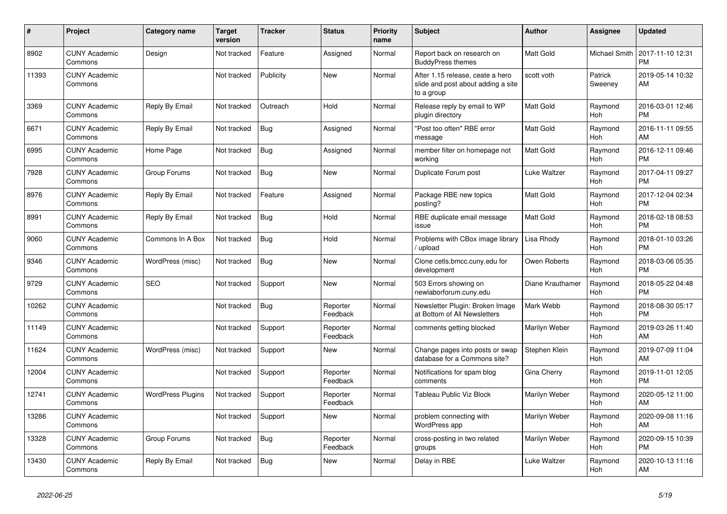| # | Project | Category name | Target version | Tracker | Status | Priority name | Subject | Author | Assignee | Updated |
|---|---|---|---|---|---|---|---|---|---|---|
| 8902 | CUNY Academic Commons | Design | Not tracked | Feature | Assigned | Normal | Report back on research on BuddyPress themes | Matt Gold | Michael Smith | 2017-11-10 12:31 PM |
| 11393 | CUNY Academic Commons | | Not tracked | Publicity | New | Normal | After 1.15 release, ceate a hero slide and post about adding a site to a group | scott voth | Patrick Sweeney | 2019-05-14 10:32 AM |
| 3369 | CUNY Academic Commons | Reply By Email | Not tracked | Outreach | Hold | Normal | Release reply by email to WP plugin directory | Matt Gold | Raymond Hoh | 2016-03-01 12:46 PM |
| 6671 | CUNY Academic Commons | Reply By Email | Not tracked | Bug | Assigned | Normal | "Post too often" RBE error message | Matt Gold | Raymond Hoh | 2016-11-11 09:55 AM |
| 6995 | CUNY Academic Commons | Home Page | Not tracked | Bug | Assigned | Normal | member filter on homepage not working | Matt Gold | Raymond Hoh | 2016-12-11 09:46 PM |
| 7928 | CUNY Academic Commons | Group Forums | Not tracked | Bug | New | Normal | Duplicate Forum post | Luke Waltzer | Raymond Hoh | 2017-04-11 09:27 PM |
| 8976 | CUNY Academic Commons | Reply By Email | Not tracked | Feature | Assigned | Normal | Package RBE new topics posting? | Matt Gold | Raymond Hoh | 2017-12-04 02:34 PM |
| 8991 | CUNY Academic Commons | Reply By Email | Not tracked | Bug | Hold | Normal | RBE duplicate email message issue | Matt Gold | Raymond Hoh | 2018-02-18 08:53 PM |
| 9060 | CUNY Academic Commons | Commons In A Box | Not tracked | Bug | Hold | Normal | Problems with CBox image library / upload | Lisa Rhody | Raymond Hoh | 2018-01-10 03:26 PM |
| 9346 | CUNY Academic Commons | WordPress (misc) | Not tracked | Bug | New | Normal | Clone cetls.bmcc.cuny.edu for development | Owen Roberts | Raymond Hoh | 2018-03-06 05:35 PM |
| 9729 | CUNY Academic Commons | SEO | Not tracked | Support | New | Normal | 503 Errors showing on newlaborforum.cuny.edu | Diane Krauthamer | Raymond Hoh | 2018-05-22 04:48 PM |
| 10262 | CUNY Academic Commons | | Not tracked | Bug | Reporter Feedback | Normal | Newsletter Plugin: Broken Image at Bottom of All Newsletters | Mark Webb | Raymond Hoh | 2018-08-30 05:17 PM |
| 11149 | CUNY Academic Commons | | Not tracked | Support | Reporter Feedback | Normal | comments getting blocked | Marilyn Weber | Raymond Hoh | 2019-03-26 11:40 AM |
| 11624 | CUNY Academic Commons | WordPress (misc) | Not tracked | Support | New | Normal | Change pages into posts or swap database for a Commons site? | Stephen Klein | Raymond Hoh | 2019-07-09 11:04 AM |
| 12004 | CUNY Academic Commons | | Not tracked | Support | Reporter Feedback | Normal | Notifications for spam blog comments | Gina Cherry | Raymond Hoh | 2019-11-01 12:05 PM |
| 12741 | CUNY Academic Commons | WordPress Plugins | Not tracked | Support | Reporter Feedback | Normal | Tableau Public Viz Block | Marilyn Weber | Raymond Hoh | 2020-05-12 11:00 AM |
| 13286 | CUNY Academic Commons | | Not tracked | Support | New | Normal | problem connecting with WordPress app | Marilyn Weber | Raymond Hoh | 2020-09-08 11:16 AM |
| 13328 | CUNY Academic Commons | Group Forums | Not tracked | Bug | Reporter Feedback | Normal | cross-posting in two related groups | Marilyn Weber | Raymond Hoh | 2020-09-15 10:39 PM |
| 13430 | CUNY Academic Commons | Reply By Email | Not tracked | Bug | New | Normal | Delay in RBE | Luke Waltzer | Raymond Hoh | 2020-10-13 11:16 AM |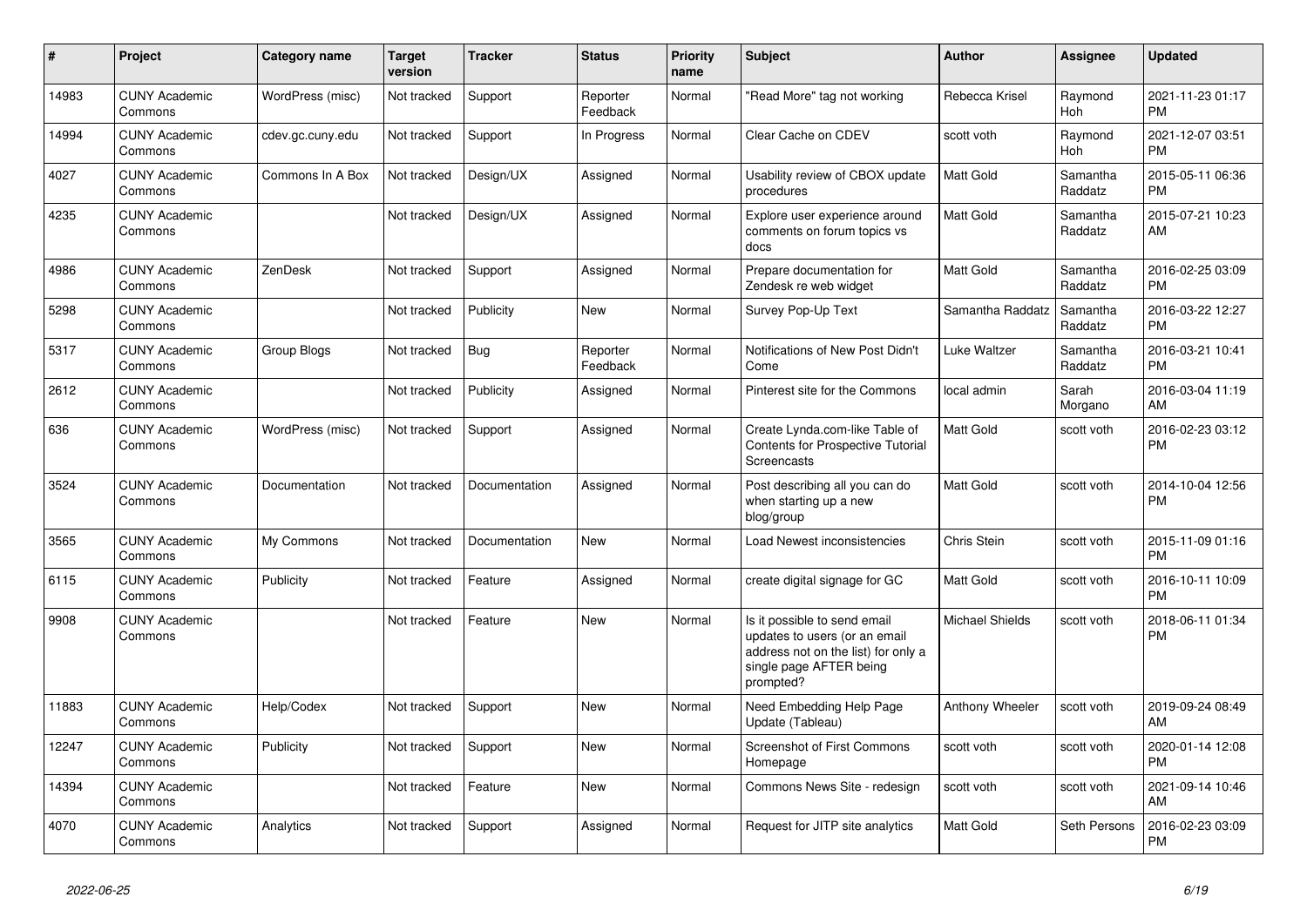| # | Project | Category name | Target version | Tracker | Status | Priority name | Subject | Author | Assignee | Updated |
|---|---|---|---|---|---|---|---|---|---|---|
| 14983 | CUNY Academic Commons | WordPress (misc) | Not tracked | Support | Reporter Feedback | Normal | "Read More" tag not working | Rebecca Krisel | Raymond Hoh | 2021-11-23 01:17 PM |
| 14994 | CUNY Academic Commons | cdev.gc.cuny.edu | Not tracked | Support | In Progress | Normal | Clear Cache on CDEV | scott voth | Raymond Hoh | 2021-12-07 03:51 PM |
| 4027 | CUNY Academic Commons | Commons In A Box | Not tracked | Design/UX | Assigned | Normal | Usability review of CBOX update procedures | Matt Gold | Samantha Raddatz | 2015-05-11 06:36 PM |
| 4235 | CUNY Academic Commons | | Not tracked | Design/UX | Assigned | Normal | Explore user experience around comments on forum topics vs docs | Matt Gold | Samantha Raddatz | 2015-07-21 10:23 AM |
| 4986 | CUNY Academic Commons | ZenDesk | Not tracked | Support | Assigned | Normal | Prepare documentation for Zendesk re web widget | Matt Gold | Samantha Raddatz | 2016-02-25 03:09 PM |
| 5298 | CUNY Academic Commons | | Not tracked | Publicity | New | Normal | Survey Pop-Up Text | Samantha Raddatz | Samantha Raddatz | 2016-03-22 12:27 PM |
| 5317 | CUNY Academic Commons | Group Blogs | Not tracked | Bug | Reporter Feedback | Normal | Notifications of New Post Didn't Come | Luke Waltzer | Samantha Raddatz | 2016-03-21 10:41 PM |
| 2612 | CUNY Academic Commons | | Not tracked | Publicity | Assigned | Normal | Pinterest site for the Commons | local admin | Sarah Morgano | 2016-03-04 11:19 AM |
| 636 | CUNY Academic Commons | WordPress (misc) | Not tracked | Support | Assigned | Normal | Create Lynda.com-like Table of Contents for Prospective Tutorial Screencasts | Matt Gold | scott voth | 2016-02-23 03:12 PM |
| 3524 | CUNY Academic Commons | Documentation | Not tracked | Documentation | Assigned | Normal | Post describing all you can do when starting up a new blog/group | Matt Gold | scott voth | 2014-10-04 12:56 PM |
| 3565 | CUNY Academic Commons | My Commons | Not tracked | Documentation | New | Normal | Load Newest inconsistencies | Chris Stein | scott voth | 2015-11-09 01:16 PM |
| 6115 | CUNY Academic Commons | Publicity | Not tracked | Feature | Assigned | Normal | create digital signage for GC | Matt Gold | scott voth | 2016-10-11 10:09 PM |
| 9908 | CUNY Academic Commons | | Not tracked | Feature | New | Normal | Is it possible to send email updates to users (or an email address not on the list) for only a single page AFTER being prompted? | Michael Shields | scott voth | 2018-06-11 01:34 PM |
| 11883 | CUNY Academic Commons | Help/Codex | Not tracked | Support | New | Normal | Need Embedding Help Page Update (Tableau) | Anthony Wheeler | scott voth | 2019-09-24 08:49 AM |
| 12247 | CUNY Academic Commons | Publicity | Not tracked | Support | New | Normal | Screenshot of First Commons Homepage | scott voth | scott voth | 2020-01-14 12:08 PM |
| 14394 | CUNY Academic Commons | | Not tracked | Feature | New | Normal | Commons News Site - redesign | scott voth | scott voth | 2021-09-14 10:46 AM |
| 4070 | CUNY Academic Commons | Analytics | Not tracked | Support | Assigned | Normal | Request for JITP site analytics | Matt Gold | Seth Persons | 2016-02-23 03:09 PM |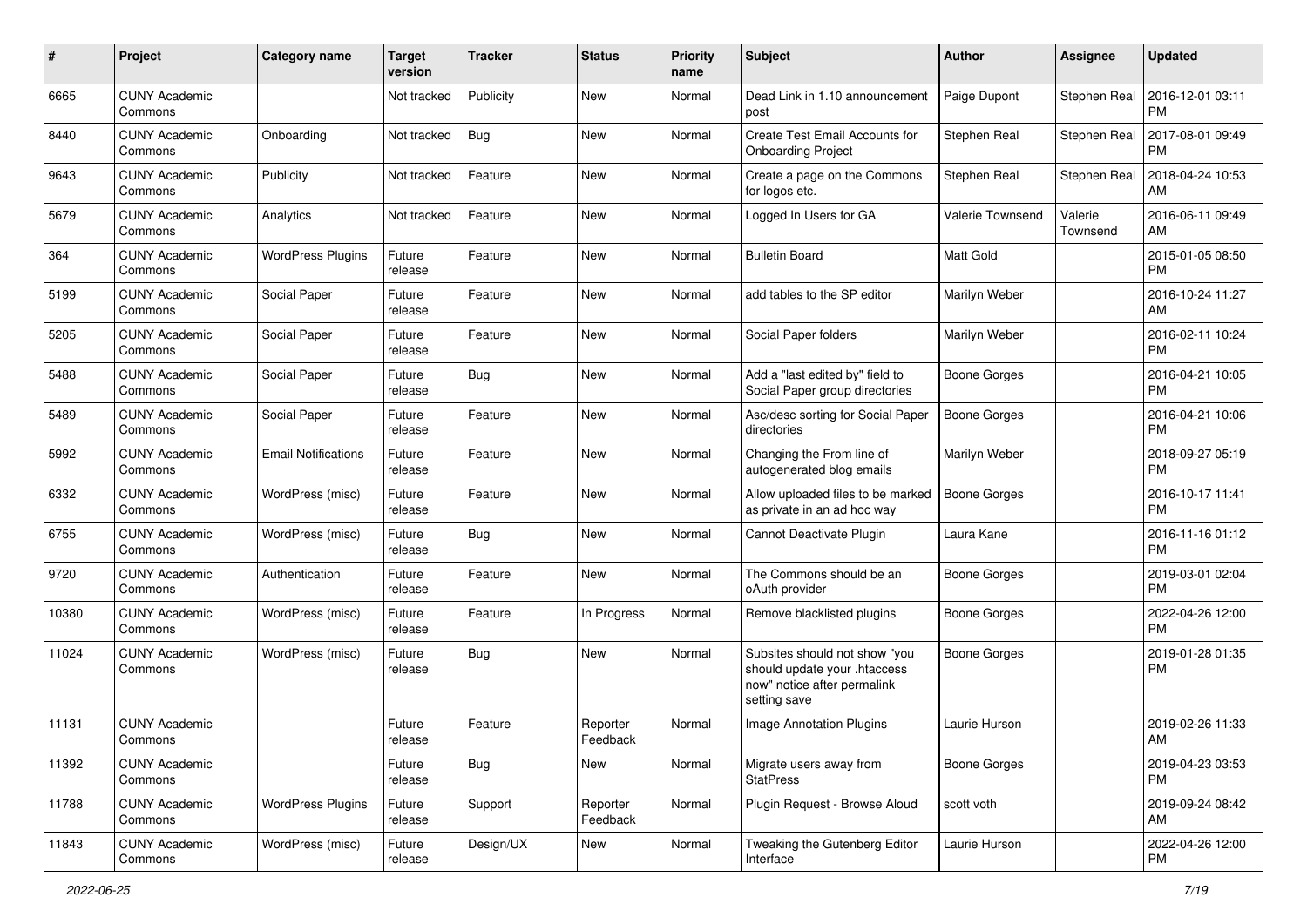| # | Project | Category name | Target version | Tracker | Status | Priority name | Subject | Author | Assignee | Updated |
|---|---|---|---|---|---|---|---|---|---|---|
| 6665 | CUNY Academic Commons | | Not tracked | Publicity | New | Normal | Dead Link in 1.10 announcement post | Paige Dupont | Stephen Real | 2016-12-01 03:11 PM |
| 8440 | CUNY Academic Commons | Onboarding | Not tracked | Bug | New | Normal | Create Test Email Accounts for Onboarding Project | Stephen Real | Stephen Real | 2017-08-01 09:49 PM |
| 9643 | CUNY Academic Commons | Publicity | Not tracked | Feature | New | Normal | Create a page on the Commons for logos etc. | Stephen Real | Stephen Real | 2018-04-24 10:53 AM |
| 5679 | CUNY Academic Commons | Analytics | Not tracked | Feature | New | Normal | Logged In Users for GA | Valerie Townsend | Valerie Townsend | 2016-06-11 09:49 AM |
| 364 | CUNY Academic Commons | WordPress Plugins | Future release | Feature | New | Normal | Bulletin Board | Matt Gold | | 2015-01-05 08:50 PM |
| 5199 | CUNY Academic Commons | Social Paper | Future release | Feature | New | Normal | add tables to the SP editor | Marilyn Weber | | 2016-10-24 11:27 AM |
| 5205 | CUNY Academic Commons | Social Paper | Future release | Feature | New | Normal | Social Paper folders | Marilyn Weber | | 2016-02-11 10:24 PM |
| 5488 | CUNY Academic Commons | Social Paper | Future release | Bug | New | Normal | Add a "last edited by" field to Social Paper group directories | Boone Gorges | | 2016-04-21 10:05 PM |
| 5489 | CUNY Academic Commons | Social Paper | Future release | Feature | New | Normal | Asc/desc sorting for Social Paper directories | Boone Gorges | | 2016-04-21 10:06 PM |
| 5992 | CUNY Academic Commons | Email Notifications | Future release | Feature | New | Normal | Changing the From line of autogenerated blog emails | Marilyn Weber | | 2018-09-27 05:19 PM |
| 6332 | CUNY Academic Commons | WordPress (misc) | Future release | Feature | New | Normal | Allow uploaded files to be marked as private in an ad hoc way | Boone Gorges | | 2016-10-17 11:41 PM |
| 6755 | CUNY Academic Commons | WordPress (misc) | Future release | Bug | New | Normal | Cannot Deactivate Plugin | Laura Kane | | 2016-11-16 01:12 PM |
| 9720 | CUNY Academic Commons | Authentication | Future release | Feature | New | Normal | The Commons should be an oAuth provider | Boone Gorges | | 2019-03-01 02:04 PM |
| 10380 | CUNY Academic Commons | WordPress (misc) | Future release | Feature | In Progress | Normal | Remove blacklisted plugins | Boone Gorges | | 2022-04-26 12:00 PM |
| 11024 | CUNY Academic Commons | WordPress (misc) | Future release | Bug | New | Normal | Subsites should not show "you should update your .htaccess now" notice after permalink setting save | Boone Gorges | | 2019-01-28 01:35 PM |
| 11131 | CUNY Academic Commons | | Future release | Feature | Reporter Feedback | Normal | Image Annotation Plugins | Laurie Hurson | | 2019-02-26 11:33 AM |
| 11392 | CUNY Academic Commons | | Future release | Bug | New | Normal | Migrate users away from StatPress | Boone Gorges | | 2019-04-23 03:53 PM |
| 11788 | CUNY Academic Commons | WordPress Plugins | Future release | Support | Reporter Feedback | Normal | Plugin Request - Browse Aloud | scott voth | | 2019-09-24 08:42 AM |
| 11843 | CUNY Academic Commons | WordPress (misc) | Future release | Design/UX | New | Normal | Tweaking the Gutenberg Editor Interface | Laurie Hurson | | 2022-04-26 12:00 PM |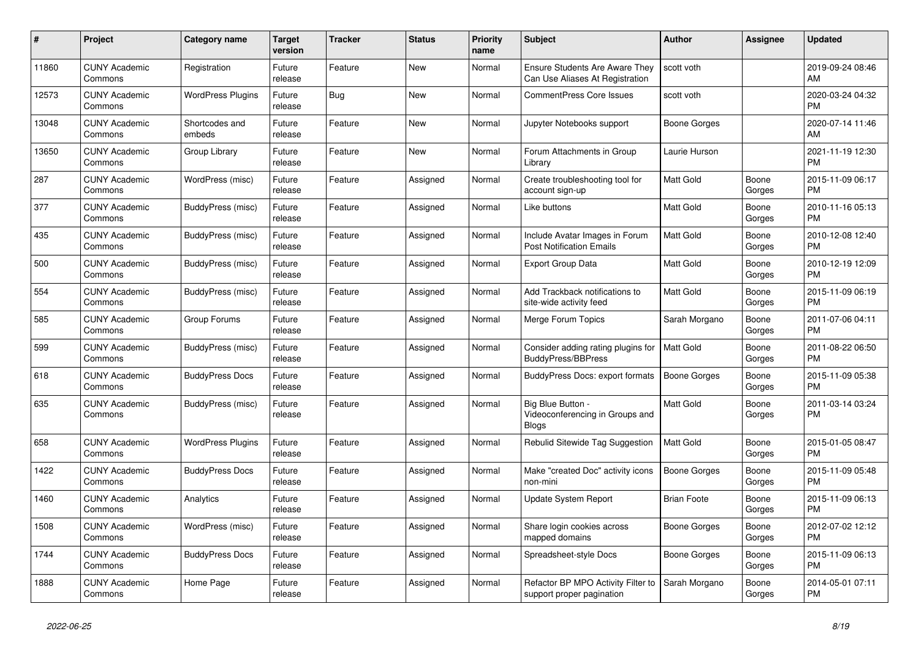| # | Project | Category name | Target version | Tracker | Status | Priority name | Subject | Author | Assignee | Updated |
|---|---|---|---|---|---|---|---|---|---|---|
| 11860 | CUNY Academic Commons | Registration | Future release | Feature | New | Normal | Ensure Students Are Aware They Can Use Aliases At Registration | scott voth | | 2019-09-24 08:46 AM |
| 12573 | CUNY Academic Commons | WordPress Plugins | Future release | Bug | New | Normal | CommentPress Core Issues | scott voth | | 2020-03-24 04:32 PM |
| 13048 | CUNY Academic Commons | Shortcodes and embeds | Future release | Feature | New | Normal | Jupyter Notebooks support | Boone Gorges | | 2020-07-14 11:46 AM |
| 13650 | CUNY Academic Commons | Group Library | Future release | Feature | New | Normal | Forum Attachments in Group Library | Laurie Hurson | | 2021-11-19 12:30 PM |
| 287 | CUNY Academic Commons | WordPress (misc) | Future release | Feature | Assigned | Normal | Create troubleshooting tool for account sign-up | Matt Gold | Boone Gorges | 2015-11-09 06:17 PM |
| 377 | CUNY Academic Commons | BuddyPress (misc) | Future release | Feature | Assigned | Normal | Like buttons | Matt Gold | Boone Gorges | 2010-11-16 05:13 PM |
| 435 | CUNY Academic Commons | BuddyPress (misc) | Future release | Feature | Assigned | Normal | Include Avatar Images in Forum Post Notification Emails | Matt Gold | Boone Gorges | 2010-12-08 12:40 PM |
| 500 | CUNY Academic Commons | BuddyPress (misc) | Future release | Feature | Assigned | Normal | Export Group Data | Matt Gold | Boone Gorges | 2010-12-19 12:09 PM |
| 554 | CUNY Academic Commons | BuddyPress (misc) | Future release | Feature | Assigned | Normal | Add Trackback notifications to site-wide activity feed | Matt Gold | Boone Gorges | 2015-11-09 06:19 PM |
| 585 | CUNY Academic Commons | Group Forums | Future release | Feature | Assigned | Normal | Merge Forum Topics | Sarah Morgano | Boone Gorges | 2011-07-06 04:11 PM |
| 599 | CUNY Academic Commons | BuddyPress (misc) | Future release | Feature | Assigned | Normal | Consider adding rating plugins for BuddyPress/BBPress | Matt Gold | Boone Gorges | 2011-08-22 06:50 PM |
| 618 | CUNY Academic Commons | BuddyPress Docs | Future release | Feature | Assigned | Normal | BuddyPress Docs: export formats | Boone Gorges | Boone Gorges | 2015-11-09 05:38 PM |
| 635 | CUNY Academic Commons | BuddyPress (misc) | Future release | Feature | Assigned | Normal | Big Blue Button - Videoconferencing in Groups and Blogs | Matt Gold | Boone Gorges | 2011-03-14 03:24 PM |
| 658 | CUNY Academic Commons | WordPress Plugins | Future release | Feature | Assigned | Normal | Rebulid Sitewide Tag Suggestion | Matt Gold | Boone Gorges | 2015-01-05 08:47 PM |
| 1422 | CUNY Academic Commons | BuddyPress Docs | Future release | Feature | Assigned | Normal | Make "created Doc" activity icons non-mini | Boone Gorges | Boone Gorges | 2015-11-09 05:48 PM |
| 1460 | CUNY Academic Commons | Analytics | Future release | Feature | Assigned | Normal | Update System Report | Brian Foote | Boone Gorges | 2015-11-09 06:13 PM |
| 1508 | CUNY Academic Commons | WordPress (misc) | Future release | Feature | Assigned | Normal | Share login cookies across mapped domains | Boone Gorges | Boone Gorges | 2012-07-02 12:12 PM |
| 1744 | CUNY Academic Commons | BuddyPress Docs | Future release | Feature | Assigned | Normal | Spreadsheet-style Docs | Boone Gorges | Boone Gorges | 2015-11-09 06:13 PM |
| 1888 | CUNY Academic Commons | Home Page | Future release | Feature | Assigned | Normal | Refactor BP MPO Activity Filter to support proper pagination | Sarah Morgano | Boone Gorges | 2014-05-01 07:11 PM |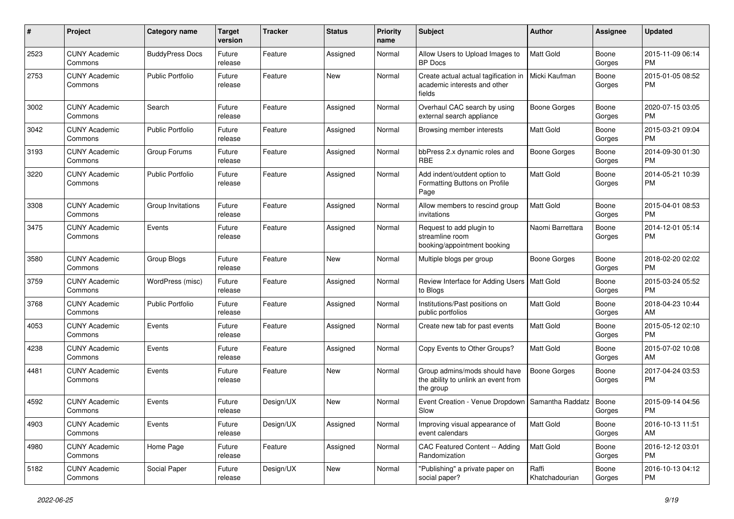| # | Project | Category name | Target version | Tracker | Status | Priority name | Subject | Author | Assignee | Updated |
|---|---|---|---|---|---|---|---|---|---|---|
| 2523 | CUNY Academic Commons | BuddyPress Docs | Future release | Feature | Assigned | Normal | Allow Users to Upload Images to BP Docs | Matt Gold | Boone Gorges | 2015-11-09 06:14 PM |
| 2753 | CUNY Academic Commons | Public Portfolio | Future release | Feature | New | Normal | Create actual actual tagification in academic interests and other fields | Micki Kaufman | Boone Gorges | 2015-01-05 08:52 PM |
| 3002 | CUNY Academic Commons | Search | Future release | Feature | Assigned | Normal | Overhaul CAC search by using external search appliance | Boone Gorges | Boone Gorges | 2020-07-15 03:05 PM |
| 3042 | CUNY Academic Commons | Public Portfolio | Future release | Feature | Assigned | Normal | Browsing member interests | Matt Gold | Boone Gorges | 2015-03-21 09:04 PM |
| 3193 | CUNY Academic Commons | Group Forums | Future release | Feature | Assigned | Normal | bbPress 2.x dynamic roles and RBE | Boone Gorges | Boone Gorges | 2014-09-30 01:30 PM |
| 3220 | CUNY Academic Commons | Public Portfolio | Future release | Feature | Assigned | Normal | Add indent/outdent option to Formatting Buttons on Profile Page | Matt Gold | Boone Gorges | 2014-05-21 10:39 PM |
| 3308 | CUNY Academic Commons | Group Invitations | Future release | Feature | Assigned | Normal | Allow members to rescind group invitations | Matt Gold | Boone Gorges | 2015-04-01 08:53 PM |
| 3475 | CUNY Academic Commons | Events | Future release | Feature | Assigned | Normal | Request to add plugin to streamline room booking/appointment booking | Naomi Barrettara | Boone Gorges | 2014-12-01 05:14 PM |
| 3580 | CUNY Academic Commons | Group Blogs | Future release | Feature | New | Normal | Multiple blogs per group | Boone Gorges | Boone Gorges | 2018-02-20 02:02 PM |
| 3759 | CUNY Academic Commons | WordPress (misc) | Future release | Feature | Assigned | Normal | Review Interface for Adding Users to Blogs | Matt Gold | Boone Gorges | 2015-03-24 05:52 PM |
| 3768 | CUNY Academic Commons | Public Portfolio | Future release | Feature | Assigned | Normal | Institutions/Past positions on public portfolios | Matt Gold | Boone Gorges | 2018-04-23 10:44 AM |
| 4053 | CUNY Academic Commons | Events | Future release | Feature | Assigned | Normal | Create new tab for past events | Matt Gold | Boone Gorges | 2015-05-12 02:10 PM |
| 4238 | CUNY Academic Commons | Events | Future release | Feature | Assigned | Normal | Copy Events to Other Groups? | Matt Gold | Boone Gorges | 2015-07-02 10:08 AM |
| 4481 | CUNY Academic Commons | Events | Future release | Feature | New | Normal | Group admins/mods should have the ability to unlink an event from the group | Boone Gorges | Boone Gorges | 2017-04-24 03:53 PM |
| 4592 | CUNY Academic Commons | Events | Future release | Design/UX | New | Normal | Event Creation - Venue Dropdown Slow | Samantha Raddatz | Boone Gorges | 2015-09-14 04:56 PM |
| 4903 | CUNY Academic Commons | Events | Future release | Design/UX | Assigned | Normal | Improving visual appearance of event calendars | Matt Gold | Boone Gorges | 2016-10-13 11:51 AM |
| 4980 | CUNY Academic Commons | Home Page | Future release | Feature | Assigned | Normal | CAC Featured Content -- Adding Randomization | Matt Gold | Boone Gorges | 2016-12-12 03:01 PM |
| 5182 | CUNY Academic Commons | Social Paper | Future release | Design/UX | New | Normal | "Publishing" a private paper on social paper? | Raffi Khatchadourian | Boone Gorges | 2016-10-13 04:12 PM |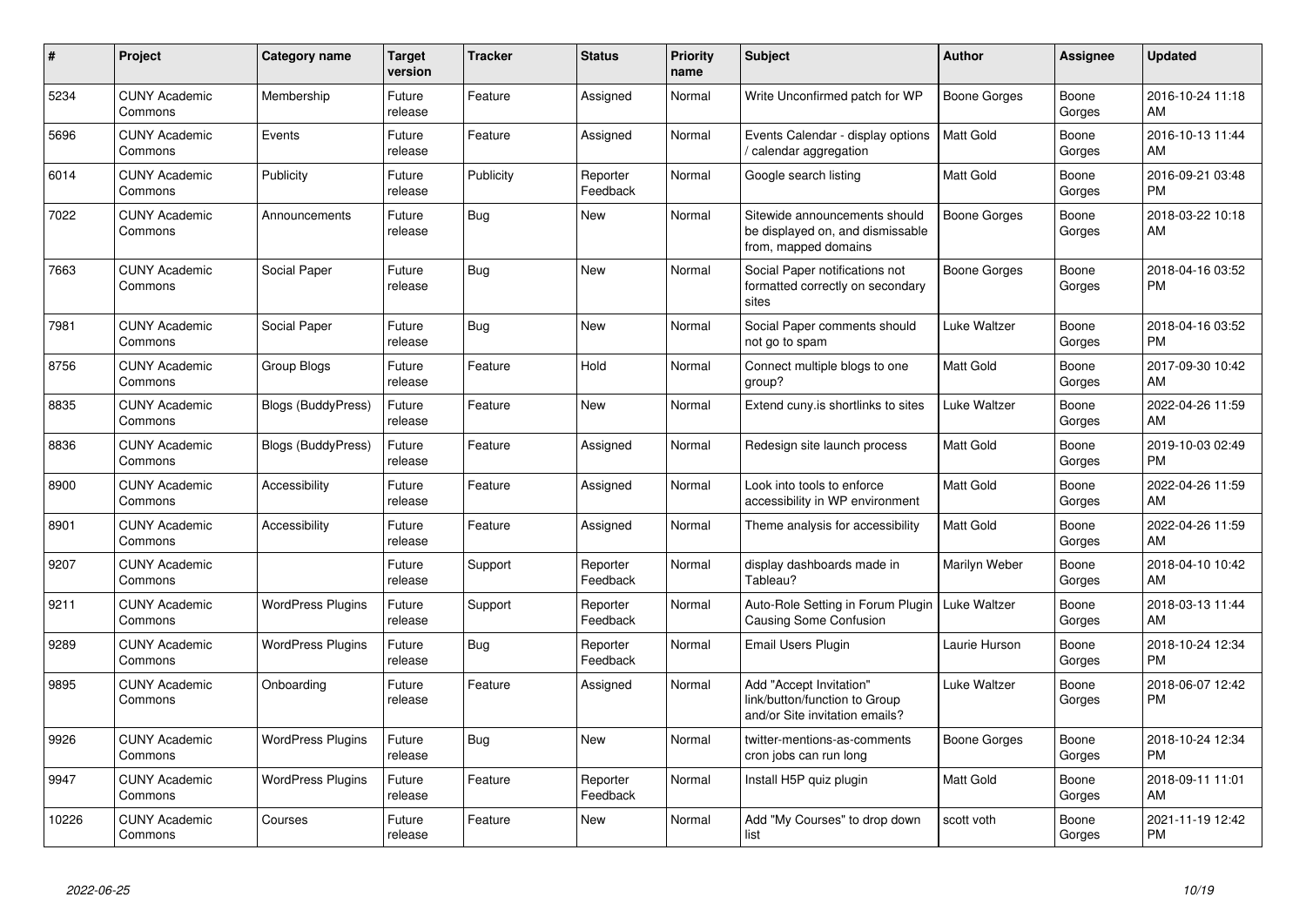| # | Project | Category name | Target version | Tracker | Status | Priority name | Subject | Author | Assignee | Updated |
|---|---|---|---|---|---|---|---|---|---|---|
| 5234 | CUNY Academic Commons | Membership | Future release | Feature | Assigned | Normal | Write Unconfirmed patch for WP | Boone Gorges | Boone Gorges | 2016-10-24 11:18 AM |
| 5696 | CUNY Academic Commons | Events | Future release | Feature | Assigned | Normal | Events Calendar - display options / calendar aggregation | Matt Gold | Boone Gorges | 2016-10-13 11:44 AM |
| 6014 | CUNY Academic Commons | Publicity | Future release | Publicity | Reporter Feedback | Normal | Google search listing | Matt Gold | Boone Gorges | 2016-09-21 03:48 PM |
| 7022 | CUNY Academic Commons | Announcements | Future release | Bug | New | Normal | Sitewide announcements should be displayed on, and dismissable from, mapped domains | Boone Gorges | Boone Gorges | 2018-03-22 10:18 AM |
| 7663 | CUNY Academic Commons | Social Paper | Future release | Bug | New | Normal | Social Paper notifications not formatted correctly on secondary sites | Boone Gorges | Boone Gorges | 2018-04-16 03:52 PM |
| 7981 | CUNY Academic Commons | Social Paper | Future release | Bug | New | Normal | Social Paper comments should not go to spam | Luke Waltzer | Boone Gorges | 2018-04-16 03:52 PM |
| 8756 | CUNY Academic Commons | Group Blogs | Future release | Feature | Hold | Normal | Connect multiple blogs to one group? | Matt Gold | Boone Gorges | 2017-09-30 10:42 AM |
| 8835 | CUNY Academic Commons | Blogs (BuddyPress) | Future release | Feature | New | Normal | Extend cuny.is shortlinks to sites | Luke Waltzer | Boone Gorges | 2022-04-26 11:59 AM |
| 8836 | CUNY Academic Commons | Blogs (BuddyPress) | Future release | Feature | Assigned | Normal | Redesign site launch process | Matt Gold | Boone Gorges | 2019-10-03 02:49 PM |
| 8900 | CUNY Academic Commons | Accessibility | Future release | Feature | Assigned | Normal | Look into tools to enforce accessibility in WP environment | Matt Gold | Boone Gorges | 2022-04-26 11:59 AM |
| 8901 | CUNY Academic Commons | Accessibility | Future release | Feature | Assigned | Normal | Theme analysis for accessibility | Matt Gold | Boone Gorges | 2022-04-26 11:59 AM |
| 9207 | CUNY Academic Commons | | Future release | Support | Reporter Feedback | Normal | display dashboards made in Tableau? | Marilyn Weber | Boone Gorges | 2018-04-10 10:42 AM |
| 9211 | CUNY Academic Commons | WordPress Plugins | Future release | Support | Reporter Feedback | Normal | Auto-Role Setting in Forum Plugin Causing Some Confusion | Luke Waltzer | Boone Gorges | 2018-03-13 11:44 AM |
| 9289 | CUNY Academic Commons | WordPress Plugins | Future release | Bug | Reporter Feedback | Normal | Email Users Plugin | Laurie Hurson | Boone Gorges | 2018-10-24 12:34 PM |
| 9895 | CUNY Academic Commons | Onboarding | Future release | Feature | Assigned | Normal | Add "Accept Invitation" link/button/function to Group and/or Site invitation emails? | Luke Waltzer | Boone Gorges | 2018-06-07 12:42 PM |
| 9926 | CUNY Academic Commons | WordPress Plugins | Future release | Bug | New | Normal | twitter-mentions-as-comments cron jobs can run long | Boone Gorges | Boone Gorges | 2018-10-24 12:34 PM |
| 9947 | CUNY Academic Commons | WordPress Plugins | Future release | Feature | Reporter Feedback | Normal | Install H5P quiz plugin | Matt Gold | Boone Gorges | 2018-09-11 11:01 AM |
| 10226 | CUNY Academic Commons | Courses | Future release | Feature | New | Normal | Add "My Courses" to drop down list | scott voth | Boone Gorges | 2021-11-19 12:42 PM |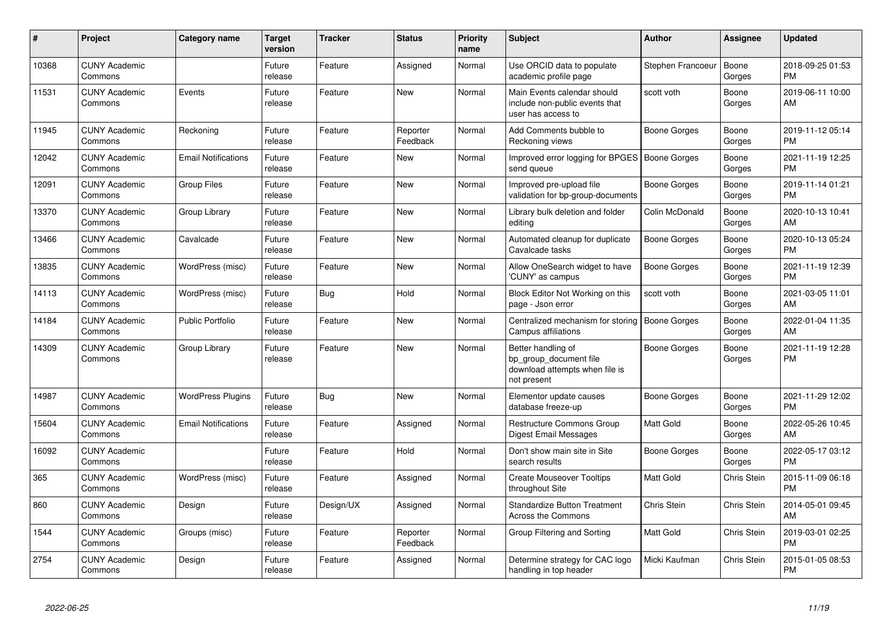| # | Project | Category name | Target version | Tracker | Status | Priority name | Subject | Author | Assignee | Updated |
|---|---|---|---|---|---|---|---|---|---|---|
| 10368 | CUNY Academic Commons | | Future release | Feature | Assigned | Normal | Use ORCID data to populate academic profile page | Stephen Francoeur | Boone Gorges | 2018-09-25 01:53 PM |
| 11531 | CUNY Academic Commons | Events | Future release | Feature | New | Normal | Main Events calendar should include non-public events that user has access to | scott voth | Boone Gorges | 2019-06-11 10:00 AM |
| 11945 | CUNY Academic Commons | Reckoning | Future release | Feature | Reporter Feedback | Normal | Add Comments bubble to Reckoning views | Boone Gorges | Boone Gorges | 2019-11-12 05:14 PM |
| 12042 | CUNY Academic Commons | Email Notifications | Future release | Feature | New | Normal | Improved error logging for BPGES send queue | Boone Gorges | Boone Gorges | 2021-11-19 12:25 PM |
| 12091 | CUNY Academic Commons | Group Files | Future release | Feature | New | Normal | Improved pre-upload file validation for bp-group-documents | Boone Gorges | Boone Gorges | 2019-11-14 01:21 PM |
| 13370 | CUNY Academic Commons | Group Library | Future release | Feature | New | Normal | Library bulk deletion and folder editing | Colin McDonald | Boone Gorges | 2020-10-13 10:41 AM |
| 13466 | CUNY Academic Commons | Cavalcade | Future release | Feature | New | Normal | Automated cleanup for duplicate Cavalcade tasks | Boone Gorges | Boone Gorges | 2020-10-13 05:24 PM |
| 13835 | CUNY Academic Commons | WordPress (misc) | Future release | Feature | New | Normal | Allow OneSearch widget to have 'CUNY' as campus | Boone Gorges | Boone Gorges | 2021-11-19 12:39 PM |
| 14113 | CUNY Academic Commons | WordPress (misc) | Future release | Bug | Hold | Normal | Block Editor Not Working on this page - Json error | scott voth | Boone Gorges | 2021-03-05 11:01 AM |
| 14184 | CUNY Academic Commons | Public Portfolio | Future release | Feature | New | Normal | Centralized mechanism for storing Campus affiliations | Boone Gorges | Boone Gorges | 2022-01-04 11:35 AM |
| 14309 | CUNY Academic Commons | Group Library | Future release | Feature | New | Normal | Better handling of bp_group_document file download attempts when file is not present | Boone Gorges | Boone Gorges | 2021-11-19 12:28 PM |
| 14987 | CUNY Academic Commons | WordPress Plugins | Future release | Bug | New | Normal | Elementor update causes database freeze-up | Boone Gorges | Boone Gorges | 2021-11-29 12:02 PM |
| 15604 | CUNY Academic Commons | Email Notifications | Future release | Feature | Assigned | Normal | Restructure Commons Group Digest Email Messages | Matt Gold | Boone Gorges | 2022-05-26 10:45 AM |
| 16092 | CUNY Academic Commons | | Future release | Feature | Hold | Normal | Don't show main site in Site search results | Boone Gorges | Boone Gorges | 2022-05-17 03:12 PM |
| 365 | CUNY Academic Commons | WordPress (misc) | Future release | Feature | Assigned | Normal | Create Mouseover Tooltips throughout Site | Matt Gold | Chris Stein | 2015-11-09 06:18 PM |
| 860 | CUNY Academic Commons | Design | Future release | Design/UX | Assigned | Normal | Standardize Button Treatment Across the Commons | Chris Stein | Chris Stein | 2014-05-01 09:45 AM |
| 1544 | CUNY Academic Commons | Groups (misc) | Future release | Feature | Reporter Feedback | Normal | Group Filtering and Sorting | Matt Gold | Chris Stein | 2019-03-01 02:25 PM |
| 2754 | CUNY Academic Commons | Design | Future release | Feature | Assigned | Normal | Determine strategy for CAC logo handling in top header | Micki Kaufman | Chris Stein | 2015-01-05 08:53 PM |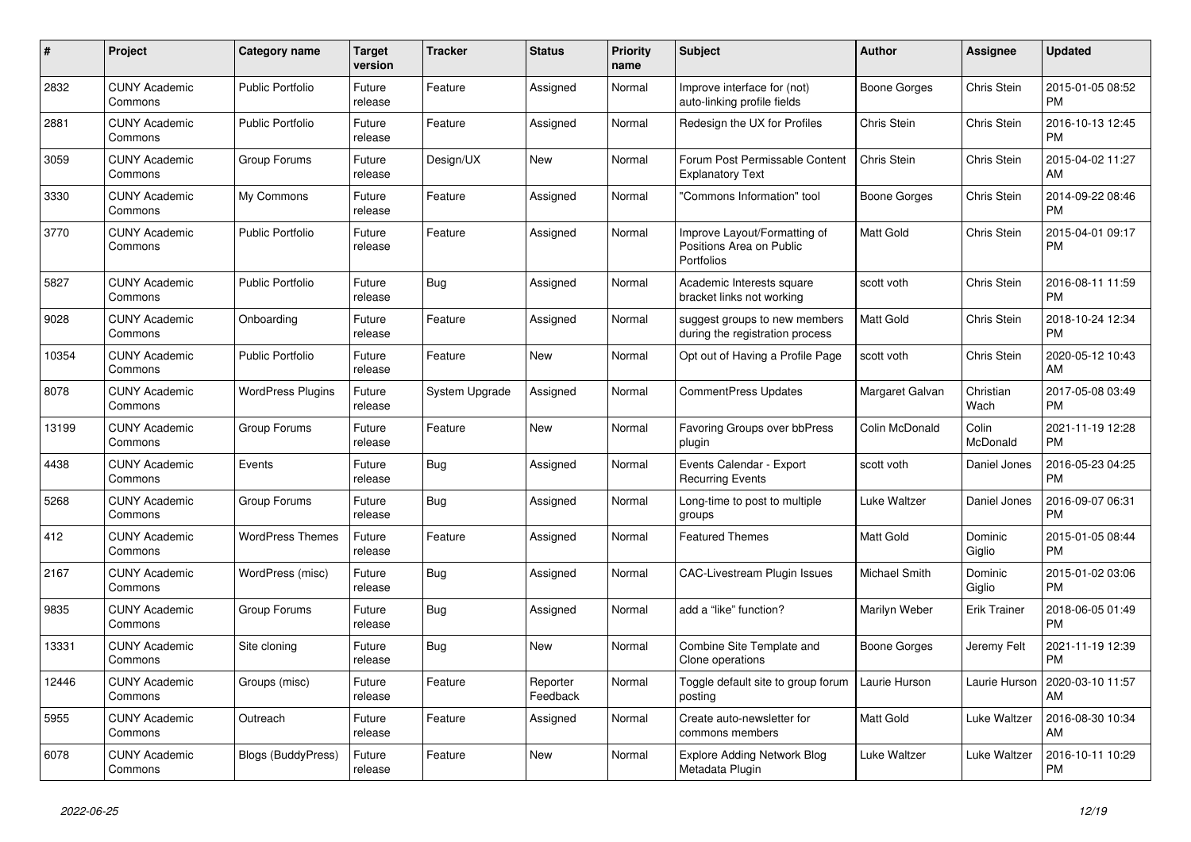| # | Project | Category name | Target version | Tracker | Status | Priority name | Subject | Author | Assignee | Updated |
|---|---|---|---|---|---|---|---|---|---|---|
| 2832 | CUNY Academic Commons | Public Portfolio | Future release | Feature | Assigned | Normal | Improve interface for (not) auto-linking profile fields | Boone Gorges | Chris Stein | 2015-01-05 08:52 PM |
| 2881 | CUNY Academic Commons | Public Portfolio | Future release | Feature | Assigned | Normal | Redesign the UX for Profiles | Chris Stein | Chris Stein | 2016-10-13 12:45 PM |
| 3059 | CUNY Academic Commons | Group Forums | Future release | Design/UX | New | Normal | Forum Post Permissable Content Explanatory Text | Chris Stein | Chris Stein | 2015-04-02 11:27 AM |
| 3330 | CUNY Academic Commons | My Commons | Future release | Feature | Assigned | Normal | "Commons Information" tool | Boone Gorges | Chris Stein | 2014-09-22 08:46 PM |
| 3770 | CUNY Academic Commons | Public Portfolio | Future release | Feature | Assigned | Normal | Improve Layout/Formatting of Positions Area on Public Portfolios | Matt Gold | Chris Stein | 2015-04-01 09:17 PM |
| 5827 | CUNY Academic Commons | Public Portfolio | Future release | Bug | Assigned | Normal | Academic Interests square bracket links not working | scott voth | Chris Stein | 2016-08-11 11:59 PM |
| 9028 | CUNY Academic Commons | Onboarding | Future release | Feature | Assigned | Normal | suggest groups to new members during the registration process | Matt Gold | Chris Stein | 2018-10-24 12:34 PM |
| 10354 | CUNY Academic Commons | Public Portfolio | Future release | Feature | New | Normal | Opt out of Having a Profile Page | scott voth | Chris Stein | 2020-05-12 10:43 AM |
| 8078 | CUNY Academic Commons | WordPress Plugins | Future release | System Upgrade | Assigned | Normal | CommentPress Updates | Margaret Galvan | Christian Wach | 2017-05-08 03:49 PM |
| 13199 | CUNY Academic Commons | Group Forums | Future release | Feature | New | Normal | Favoring Groups over bbPress plugin | Colin McDonald | Colin McDonald | 2021-11-19 12:28 PM |
| 4438 | CUNY Academic Commons | Events | Future release | Bug | Assigned | Normal | Events Calendar - Export Recurring Events | scott voth | Daniel Jones | 2016-05-23 04:25 PM |
| 5268 | CUNY Academic Commons | Group Forums | Future release | Bug | Assigned | Normal | Long-time to post to multiple groups | Luke Waltzer | Daniel Jones | 2016-09-07 06:31 PM |
| 412 | CUNY Academic Commons | WordPress Themes | Future release | Feature | Assigned | Normal | Featured Themes | Matt Gold | Dominic Giglio | 2015-01-05 08:44 PM |
| 2167 | CUNY Academic Commons | WordPress (misc) | Future release | Bug | Assigned | Normal | CAC-Livestream Plugin Issues | Michael Smith | Dominic Giglio | 2015-01-02 03:06 PM |
| 9835 | CUNY Academic Commons | Group Forums | Future release | Bug | Assigned | Normal | add a "like" function? | Marilyn Weber | Erik Trainer | 2018-06-05 01:49 PM |
| 13331 | CUNY Academic Commons | Site cloning | Future release | Bug | New | Normal | Combine Site Template and Clone operations | Boone Gorges | Jeremy Felt | 2021-11-19 12:39 PM |
| 12446 | CUNY Academic Commons | Groups (misc) | Future release | Feature | Reporter Feedback | Normal | Toggle default site to group forum posting | Laurie Hurson | Laurie Hurson | 2020-03-10 11:57 AM |
| 5955 | CUNY Academic Commons | Outreach | Future release | Feature | Assigned | Normal | Create auto-newsletter for commons members | Matt Gold | Luke Waltzer | 2016-08-30 10:34 AM |
| 6078 | CUNY Academic Commons | Blogs (BuddyPress) | Future release | Feature | New | Normal | Explore Adding Network Blog Metadata Plugin | Luke Waltzer | Luke Waltzer | 2016-10-11 10:29 PM |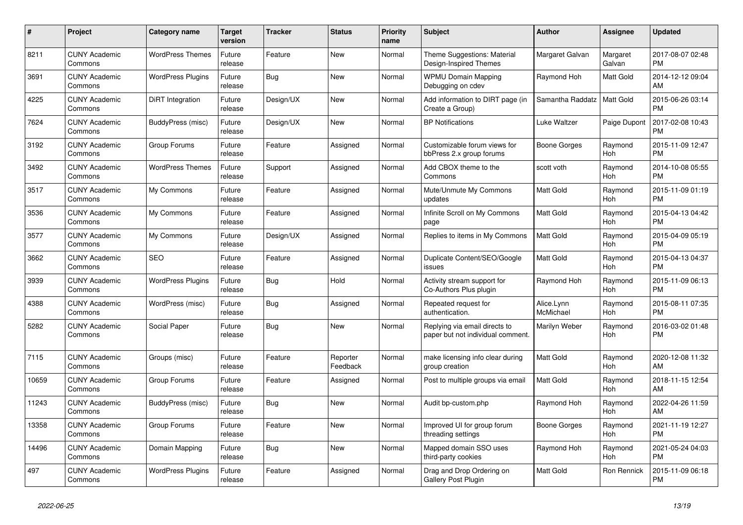| # | Project | Category name | Target version | Tracker | Status | Priority name | Subject | Author | Assignee | Updated |
|---|---|---|---|---|---|---|---|---|---|---|
| 8211 | CUNY Academic Commons | WordPress Themes | Future release | Feature | New | Normal | Theme Suggestions: Material Design-Inspired Themes | Margaret Galvan | Margaret Galvan | 2017-08-07 02:48 PM |
| 3691 | CUNY Academic Commons | WordPress Plugins | Future release | Bug | New | Normal | WPMU Domain Mapping Debugging on cdev | Raymond Hoh | Matt Gold | 2014-12-12 09:04 AM |
| 4225 | CUNY Academic Commons | DiRT Integration | Future release | Design/UX | New | Normal | Add information to DIRT page (in Create a Group) | Samantha Raddatz | Matt Gold | 2015-06-26 03:14 PM |
| 7624 | CUNY Academic Commons | BuddyPress (misc) | Future release | Design/UX | New | Normal | BP Notifications | Luke Waltzer | Paige Dupont | 2017-02-08 10:43 PM |
| 3192 | CUNY Academic Commons | Group Forums | Future release | Feature | Assigned | Normal | Customizable forum views for bbPress 2.x group forums | Boone Gorges | Raymond Hoh | 2015-11-09 12:47 PM |
| 3492 | CUNY Academic Commons | WordPress Themes | Future release | Support | Assigned | Normal | Add CBOX theme to the Commons | scott voth | Raymond Hoh | 2014-10-08 05:55 PM |
| 3517 | CUNY Academic Commons | My Commons | Future release | Feature | Assigned | Normal | Mute/Unmute My Commons updates | Matt Gold | Raymond Hoh | 2015-11-09 01:19 PM |
| 3536 | CUNY Academic Commons | My Commons | Future release | Feature | Assigned | Normal | Infinite Scroll on My Commons page | Matt Gold | Raymond Hoh | 2015-04-13 04:42 PM |
| 3577 | CUNY Academic Commons | My Commons | Future release | Design/UX | Assigned | Normal | Replies to items in My Commons | Matt Gold | Raymond Hoh | 2015-04-09 05:19 PM |
| 3662 | CUNY Academic Commons | SEO | Future release | Feature | Assigned | Normal | Duplicate Content/SEO/Google issues | Matt Gold | Raymond Hoh | 2015-04-13 04:37 PM |
| 3939 | CUNY Academic Commons | WordPress Plugins | Future release | Bug | Hold | Normal | Activity stream support for Co-Authors Plus plugin | Raymond Hoh | Raymond Hoh | 2015-11-09 06:13 PM |
| 4388 | CUNY Academic Commons | WordPress (misc) | Future release | Bug | Assigned | Normal | Repeated request for authentication. | Alice.Lynn McMichael | Raymond Hoh | 2015-08-11 07:35 PM |
| 5282 | CUNY Academic Commons | Social Paper | Future release | Bug | New | Normal | Replying via email directs to paper but not individual comment. | Marilyn Weber | Raymond Hoh | 2016-03-02 01:48 PM |
| 7115 | CUNY Academic Commons | Groups (misc) | Future release | Feature | Reporter Feedback | Normal | make licensing info clear during group creation | Matt Gold | Raymond Hoh | 2020-12-08 11:32 AM |
| 10659 | CUNY Academic Commons | Group Forums | Future release | Feature | Assigned | Normal | Post to multiple groups via email | Matt Gold | Raymond Hoh | 2018-11-15 12:54 AM |
| 11243 | CUNY Academic Commons | BuddyPress (misc) | Future release | Bug | New | Normal | Audit bp-custom.php | Raymond Hoh | Raymond Hoh | 2022-04-26 11:59 AM |
| 13358 | CUNY Academic Commons | Group Forums | Future release | Feature | New | Normal | Improved UI for group forum threading settings | Boone Gorges | Raymond Hoh | 2021-11-19 12:27 PM |
| 14496 | CUNY Academic Commons | Domain Mapping | Future release | Bug | New | Normal | Mapped domain SSO uses third-party cookies | Raymond Hoh | Raymond Hoh | 2021-05-24 04:03 PM |
| 497 | CUNY Academic Commons | WordPress Plugins | Future release | Feature | Assigned | Normal | Drag and Drop Ordering on Gallery Post Plugin | Matt Gold | Ron Rennick | 2015-11-09 06:18 PM |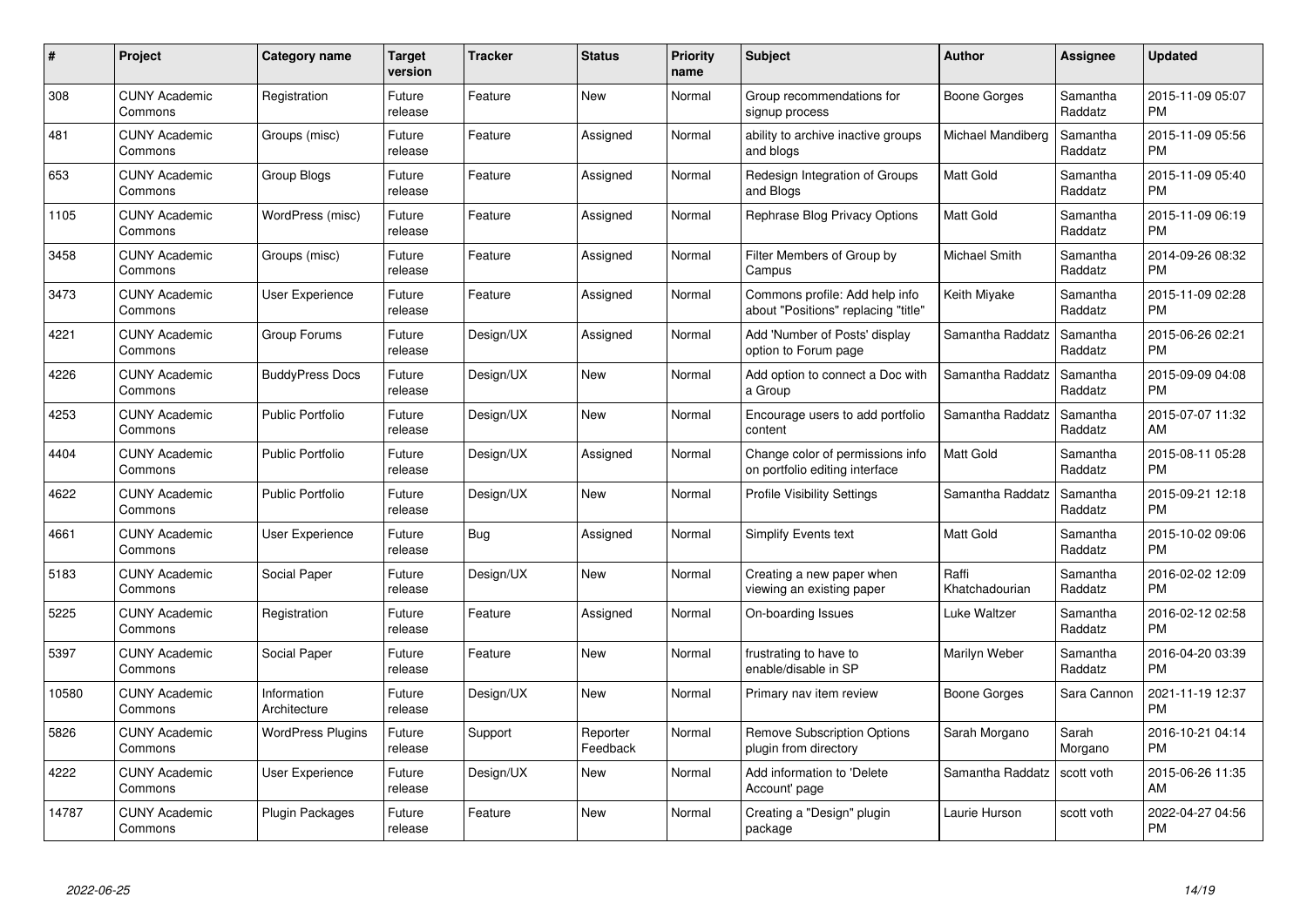| # | Project | Category name | Target version | Tracker | Status | Priority name | Subject | Author | Assignee | Updated |
|---|---|---|---|---|---|---|---|---|---|---|
| 308 | CUNY Academic Commons | Registration | Future release | Feature | New | Normal | Group recommendations for signup process | Boone Gorges | Samantha Raddatz | 2015-11-09 05:07 PM |
| 481 | CUNY Academic Commons | Groups (misc) | Future release | Feature | Assigned | Normal | ability to archive inactive groups and blogs | Michael Mandiberg | Samantha Raddatz | 2015-11-09 05:56 PM |
| 653 | CUNY Academic Commons | Group Blogs | Future release | Feature | Assigned | Normal | Redesign Integration of Groups and Blogs | Matt Gold | Samantha Raddatz | 2015-11-09 05:40 PM |
| 1105 | CUNY Academic Commons | WordPress (misc) | Future release | Feature | Assigned | Normal | Rephrase Blog Privacy Options | Matt Gold | Samantha Raddatz | 2015-11-09 06:19 PM |
| 3458 | CUNY Academic Commons | Groups (misc) | Future release | Feature | Assigned | Normal | Filter Members of Group by Campus | Michael Smith | Samantha Raddatz | 2014-09-26 08:32 PM |
| 3473 | CUNY Academic Commons | User Experience | Future release | Feature | Assigned | Normal | Commons profile: Add help info about "Positions" replacing "title" | Keith Miyake | Samantha Raddatz | 2015-11-09 02:28 PM |
| 4221 | CUNY Academic Commons | Group Forums | Future release | Design/UX | Assigned | Normal | Add 'Number of Posts' display option to Forum page | Samantha Raddatz | Samantha Raddatz | 2015-06-26 02:21 PM |
| 4226 | CUNY Academic Commons | BuddyPress Docs | Future release | Design/UX | New | Normal | Add option to connect a Doc with a Group | Samantha Raddatz | Samantha Raddatz | 2015-09-09 04:08 PM |
| 4253 | CUNY Academic Commons | Public Portfolio | Future release | Design/UX | New | Normal | Encourage users to add portfolio content | Samantha Raddatz | Samantha Raddatz | 2015-07-07 11:32 AM |
| 4404 | CUNY Academic Commons | Public Portfolio | Future release | Design/UX | Assigned | Normal | Change color of permissions info on portfolio editing interface | Matt Gold | Samantha Raddatz | 2015-08-11 05:28 PM |
| 4622 | CUNY Academic Commons | Public Portfolio | Future release | Design/UX | New | Normal | Profile Visibility Settings | Samantha Raddatz | Samantha Raddatz | 2015-09-21 12:18 PM |
| 4661 | CUNY Academic Commons | User Experience | Future release | Bug | Assigned | Normal | Simplify Events text | Matt Gold | Samantha Raddatz | 2015-10-02 09:06 PM |
| 5183 | CUNY Academic Commons | Social Paper | Future release | Design/UX | New | Normal | Creating a new paper when viewing an existing paper | Raffi Khatchadourian | Samantha Raddatz | 2016-02-02 12:09 PM |
| 5225 | CUNY Academic Commons | Registration | Future release | Feature | Assigned | Normal | On-boarding Issues | Luke Waltzer | Samantha Raddatz | 2016-02-12 02:58 PM |
| 5397 | CUNY Academic Commons | Social Paper | Future release | Feature | New | Normal | frustrating to have to enable/disable in SP | Marilyn Weber | Samantha Raddatz | 2016-04-20 03:39 PM |
| 10580 | CUNY Academic Commons | Information Architecture | Future release | Design/UX | New | Normal | Primary nav item review | Boone Gorges | Sara Cannon | 2021-11-19 12:37 PM |
| 5826 | CUNY Academic Commons | WordPress Plugins | Future release | Support | Reporter Feedback | Normal | Remove Subscription Options plugin from directory | Sarah Morgano | Sarah Morgano | 2016-10-21 04:14 PM |
| 4222 | CUNY Academic Commons | User Experience | Future release | Design/UX | New | Normal | Add information to 'Delete Account' page | Samantha Raddatz | scott voth | 2015-06-26 11:35 AM |
| 14787 | CUNY Academic Commons | Plugin Packages | Future release | Feature | New | Normal | Creating a "Design" plugin package | Laurie Hurson | scott voth | 2022-04-27 04:56 PM |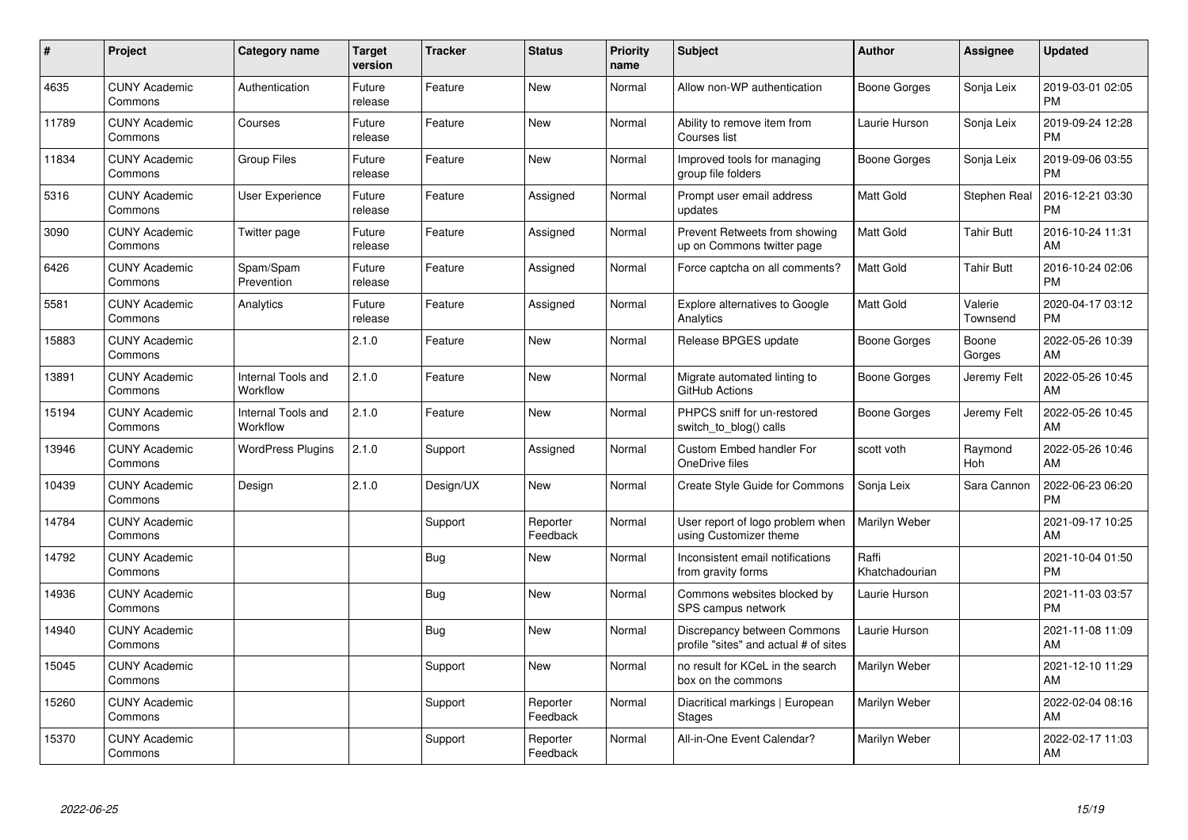| # | Project | Category name | Target version | Tracker | Status | Priority name | Subject | Author | Assignee | Updated |
|---|---|---|---|---|---|---|---|---|---|---|
| 4635 | CUNY Academic Commons | Authentication | Future release | Feature | New | Normal | Allow non-WP authentication | Boone Gorges | Sonja Leix | 2019-03-01 02:05 PM |
| 11789 | CUNY Academic Commons | Courses | Future release | Feature | New | Normal | Ability to remove item from Courses list | Laurie Hurson | Sonja Leix | 2019-09-24 12:28 PM |
| 11834 | CUNY Academic Commons | Group Files | Future release | Feature | New | Normal | Improved tools for managing group file folders | Boone Gorges | Sonja Leix | 2019-09-06 03:55 PM |
| 5316 | CUNY Academic Commons | User Experience | Future release | Feature | Assigned | Normal | Prompt user email address updates | Matt Gold | Stephen Real | 2016-12-21 03:30 PM |
| 3090 | CUNY Academic Commons | Twitter page | Future release | Feature | Assigned | Normal | Prevent Retweets from showing up on Commons twitter page | Matt Gold | Tahir Butt | 2016-10-24 11:31 AM |
| 6426 | CUNY Academic Commons | Spam/Spam Prevention | Future release | Feature | Assigned | Normal | Force captcha on all comments? | Matt Gold | Tahir Butt | 2016-10-24 02:06 PM |
| 5581 | CUNY Academic Commons | Analytics | Future release | Feature | Assigned | Normal | Explore alternatives to Google Analytics | Matt Gold | Valerie Townsend | 2020-04-17 03:12 PM |
| 15883 | CUNY Academic Commons | | 2.1.0 | Feature | New | Normal | Release BPGES update | Boone Gorges | Boone Gorges | 2022-05-26 10:39 AM |
| 13891 | CUNY Academic Commons | Internal Tools and Workflow | 2.1.0 | Feature | New | Normal | Migrate automated linting to GitHub Actions | Boone Gorges | Jeremy Felt | 2022-05-26 10:45 AM |
| 15194 | CUNY Academic Commons | Internal Tools and Workflow | 2.1.0 | Feature | New | Normal | PHPCS sniff for un-restored switch_to_blog() calls | Boone Gorges | Jeremy Felt | 2022-05-26 10:45 AM |
| 13946 | CUNY Academic Commons | WordPress Plugins | 2.1.0 | Support | Assigned | Normal | Custom Embed handler For OneDrive files | scott voth | Raymond Hoh | 2022-05-26 10:46 AM |
| 10439 | CUNY Academic Commons | Design | 2.1.0 | Design/UX | New | Normal | Create Style Guide for Commons | Sonja Leix | Sara Cannon | 2022-06-23 06:20 PM |
| 14784 | CUNY Academic Commons | | | Support | Reporter Feedback | Normal | User report of logo problem when using Customizer theme | Marilyn Weber | | 2021-09-17 10:25 AM |
| 14792 | CUNY Academic Commons | | | Bug | New | Normal | Inconsistent email notifications from gravity forms | Raffi Khatchadourian | | 2021-10-04 01:50 PM |
| 14936 | CUNY Academic Commons | | | Bug | New | Normal | Commons websites blocked by SPS campus network | Laurie Hurson | | 2021-11-03 03:57 PM |
| 14940 | CUNY Academic Commons | | | Bug | New | Normal | Discrepancy between Commons profile "sites" and actual # of sites | Laurie Hurson | | 2021-11-08 11:09 AM |
| 15045 | CUNY Academic Commons | | | Support | New | Normal | no result for KCeL in the search box on the commons | Marilyn Weber | | 2021-12-10 11:29 AM |
| 15260 | CUNY Academic Commons | | | Support | Reporter Feedback | Normal | Diacritical markings \| European Stages | Marilyn Weber | | 2022-02-04 08:16 AM |
| 15370 | CUNY Academic Commons | | | Support | Reporter Feedback | Normal | All-in-One Event Calendar? | Marilyn Weber | | 2022-02-17 11:03 AM |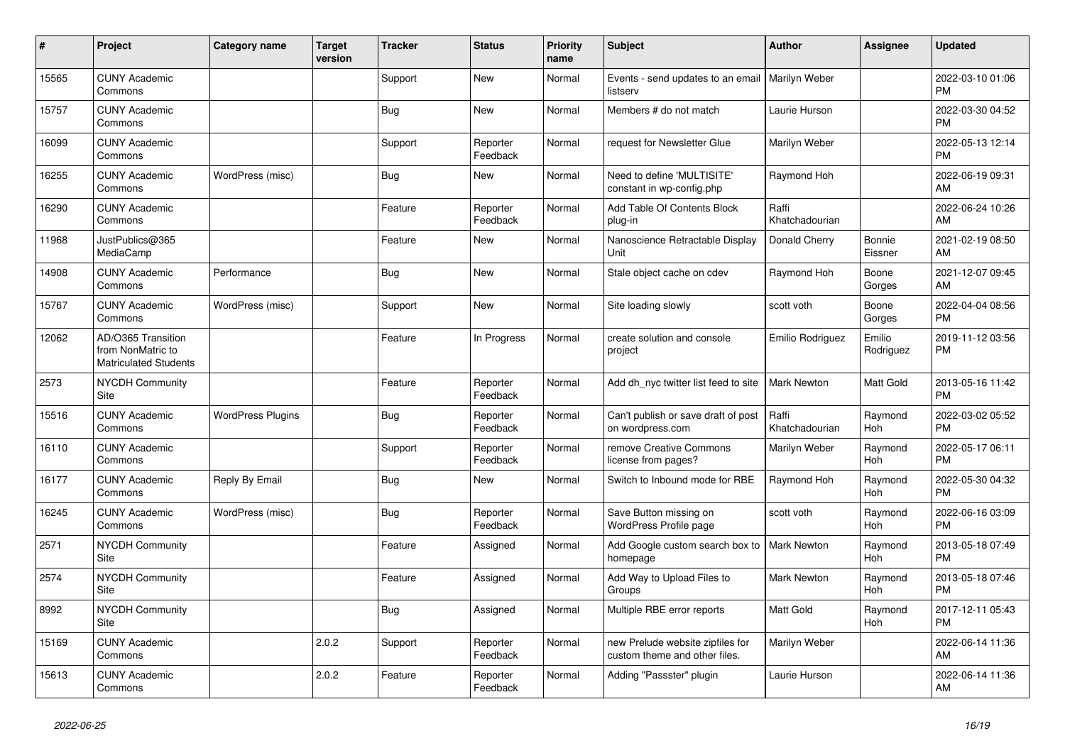| # | Project | Category name | Target version | Tracker | Status | Priority name | Subject | Author | Assignee | Updated |
|---|---|---|---|---|---|---|---|---|---|---|
| 15565 | CUNY Academic Commons | | | Support | New | Normal | Events - send updates to an email listserv | Marilyn Weber | | 2022-03-10 01:06 PM |
| 15757 | CUNY Academic Commons | | | Bug | New | Normal | Members # do not match | Laurie Hurson | | 2022-03-30 04:52 PM |
| 16099 | CUNY Academic Commons | | | Support | Reporter Feedback | Normal | request for Newsletter Glue | Marilyn Weber | | 2022-05-13 12:14 PM |
| 16255 | CUNY Academic Commons | WordPress (misc) | | Bug | New | Normal | Need to define 'MULTISITE' constant in wp-config.php | Raymond Hoh | | 2022-06-19 09:31 AM |
| 16290 | CUNY Academic Commons | | | Feature | Reporter Feedback | Normal | Add Table Of Contents Block plug-in | Raffi Khatchadourian | | 2022-06-24 10:26 AM |
| 11968 | JustPublics@365 MediaCamp | | | Feature | New | Normal | Nanoscience Retractable Display Unit | Donald Cherry | Bonnie Eissner | 2021-02-19 08:50 AM |
| 14908 | CUNY Academic Commons | Performance | | Bug | New | Normal | Stale object cache on cdev | Raymond Hoh | Boone Gorges | 2021-12-07 09:45 AM |
| 15767 | CUNY Academic Commons | WordPress (misc) | | Support | New | Normal | Site loading slowly | scott voth | Boone Gorges | 2022-04-04 08:56 PM |
| 12062 | AD/O365 Transition from NonMatric to Matriculated Students | | | Feature | In Progress | Normal | create solution and console project | Emilio Rodriguez | Emilio Rodriguez | 2019-11-12 03:56 PM |
| 2573 | NYCDH Community Site | | | Feature | Reporter Feedback | Normal | Add dh_nyc twitter list feed to site | Mark Newton | Matt Gold | 2013-05-16 11:42 PM |
| 15516 | CUNY Academic Commons | WordPress Plugins | | Bug | Reporter Feedback | Normal | Can't publish or save draft of post on wordpress.com | Raffi Khatchadourian | Raymond Hoh | 2022-03-02 05:52 PM |
| 16110 | CUNY Academic Commons | | | Support | Reporter Feedback | Normal | remove Creative Commons license from pages? | Marilyn Weber | Raymond Hoh | 2022-05-17 06:11 PM |
| 16177 | CUNY Academic Commons | Reply By Email | | Bug | New | Normal | Switch to Inbound mode for RBE | Raymond Hoh | Raymond Hoh | 2022-05-30 04:32 PM |
| 16245 | CUNY Academic Commons | WordPress (misc) | | Bug | Reporter Feedback | Normal | Save Button missing on WordPress Profile page | scott voth | Raymond Hoh | 2022-06-16 03:09 PM |
| 2571 | NYCDH Community Site | | | Feature | Assigned | Normal | Add Google custom search box to homepage | Mark Newton | Raymond Hoh | 2013-05-18 07:49 PM |
| 2574 | NYCDH Community Site | | | Feature | Assigned | Normal | Add Way to Upload Files to Groups | Mark Newton | Raymond Hoh | 2013-05-18 07:46 PM |
| 8992 | NYCDH Community Site | | | Bug | Assigned | Normal | Multiple RBE error reports | Matt Gold | Raymond Hoh | 2017-12-11 05:43 PM |
| 15169 | CUNY Academic Commons | | 2.0.2 | Support | Reporter Feedback | Normal | new Prelude website zipfiles for custom theme and other files. | Marilyn Weber | | 2022-06-14 11:36 AM |
| 15613 | CUNY Academic Commons | | 2.0.2 | Feature | Reporter Feedback | Normal | Adding "Passster" plugin | Laurie Hurson | | 2022-06-14 11:36 AM |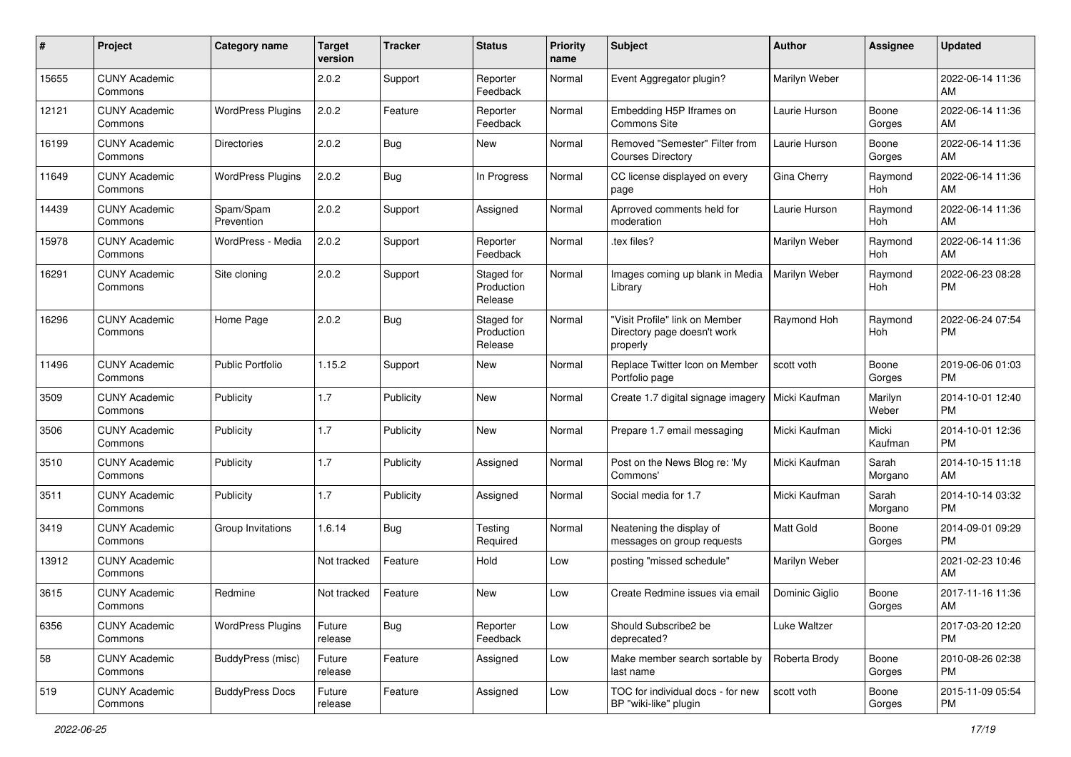| # | Project | Category name | Target version | Tracker | Status | Priority name | Subject | Author | Assignee | Updated |
|---|---|---|---|---|---|---|---|---|---|---|
| 15655 | CUNY Academic Commons | | 2.0.2 | Support | Reporter Feedback | Normal | Event Aggregator plugin? | Marilyn Weber | | 2022-06-14 11:36 AM |
| 12121 | CUNY Academic Commons | WordPress Plugins | 2.0.2 | Feature | Reporter Feedback | Normal | Embedding H5P Iframes on Commons Site | Laurie Hurson | Boone Gorges | 2022-06-14 11:36 AM |
| 16199 | CUNY Academic Commons | Directories | 2.0.2 | Bug | New | Normal | Removed "Semester" Filter from Courses Directory | Laurie Hurson | Boone Gorges | 2022-06-14 11:36 AM |
| 11649 | CUNY Academic Commons | WordPress Plugins | 2.0.2 | Bug | In Progress | Normal | CC license displayed on every page | Gina Cherry | Raymond Hoh | 2022-06-14 11:36 AM |
| 14439 | CUNY Academic Commons | Spam/Spam Prevention | 2.0.2 | Support | Assigned | Normal | Aprroved comments held for moderation | Laurie Hurson | Raymond Hoh | 2022-06-14 11:36 AM |
| 15978 | CUNY Academic Commons | WordPress - Media | 2.0.2 | Support | Reporter Feedback | Normal | .tex files? | Marilyn Weber | Raymond Hoh | 2022-06-14 11:36 AM |
| 16291 | CUNY Academic Commons | Site cloning | 2.0.2 | Support | Staged for Production Release | Normal | Images coming up blank in Media Library | Marilyn Weber | Raymond Hoh | 2022-06-23 08:28 PM |
| 16296 | CUNY Academic Commons | Home Page | 2.0.2 | Bug | Staged for Production Release | Normal | "Visit Profile" link on Member Directory page doesn't work properly | Raymond Hoh | Raymond Hoh | 2022-06-24 07:54 PM |
| 11496 | CUNY Academic Commons | Public Portfolio | 1.15.2 | Support | New | Normal | Replace Twitter Icon on Member Portfolio page | scott voth | Boone Gorges | 2019-06-06 01:03 PM |
| 3509 | CUNY Academic Commons | Publicity | 1.7 | Publicity | New | Normal | Create 1.7 digital signage imagery | Micki Kaufman | Marilyn Weber | 2014-10-01 12:40 PM |
| 3506 | CUNY Academic Commons | Publicity | 1.7 | Publicity | New | Normal | Prepare 1.7 email messaging | Micki Kaufman | Micki Kaufman | 2014-10-01 12:36 PM |
| 3510 | CUNY Academic Commons | Publicity | 1.7 | Publicity | Assigned | Normal | Post on the News Blog re: 'My Commons' | Micki Kaufman | Sarah Morgano | 2014-10-15 11:18 AM |
| 3511 | CUNY Academic Commons | Publicity | 1.7 | Publicity | Assigned | Normal | Social media for 1.7 | Micki Kaufman | Sarah Morgano | 2014-10-14 03:32 PM |
| 3419 | CUNY Academic Commons | Group Invitations | 1.6.14 | Bug | Testing Required | Normal | Neatening the display of messages on group requests | Matt Gold | Boone Gorges | 2014-09-01 09:29 PM |
| 13912 | CUNY Academic Commons | | Not tracked | Feature | Hold | Low | posting "missed schedule" | Marilyn Weber | | 2021-02-23 10:46 AM |
| 3615 | CUNY Academic Commons | Redmine | Not tracked | Feature | New | Low | Create Redmine issues via email | Dominic Giglio | Boone Gorges | 2017-11-16 11:36 AM |
| 6356 | CUNY Academic Commons | WordPress Plugins | Future release | Bug | Reporter Feedback | Low | Should Subscribe2 be deprecated? | Luke Waltzer | | 2017-03-20 12:20 PM |
| 58 | CUNY Academic Commons | BuddyPress (misc) | Future release | Feature | Assigned | Low | Make member search sortable by last name | Roberta Brody | Boone Gorges | 2010-08-26 02:38 PM |
| 519 | CUNY Academic Commons | BuddyPress Docs | Future release | Feature | Assigned | Low | TOC for individual docs - for new BP "wiki-like" plugin | scott voth | Boone Gorges | 2015-11-09 05:54 PM |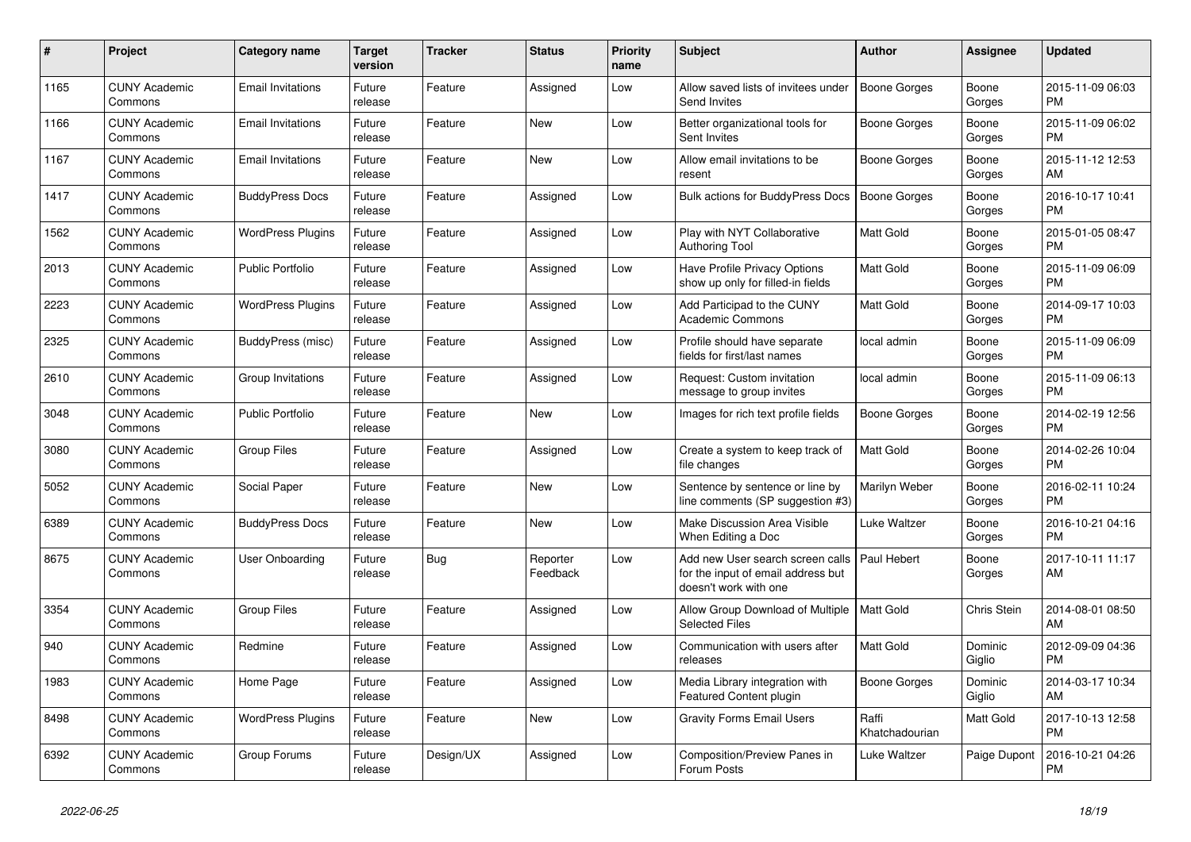| # | Project | Category name | Target version | Tracker | Status | Priority name | Subject | Author | Assignee | Updated |
|---|---|---|---|---|---|---|---|---|---|---|
| 1165 | CUNY Academic Commons | Email Invitations | Future release | Feature | Assigned | Low | Allow saved lists of invitees under Send Invites | Boone Gorges | Boone Gorges | 2015-11-09 06:03 PM |
| 1166 | CUNY Academic Commons | Email Invitations | Future release | Feature | New | Low | Better organizational tools for Sent Invites | Boone Gorges | Boone Gorges | 2015-11-09 06:02 PM |
| 1167 | CUNY Academic Commons | Email Invitations | Future release | Feature | New | Low | Allow email invitations to be resent | Boone Gorges | Boone Gorges | 2015-11-12 12:53 AM |
| 1417 | CUNY Academic Commons | BuddyPress Docs | Future release | Feature | Assigned | Low | Bulk actions for BuddyPress Docs | Boone Gorges | Boone Gorges | 2016-10-17 10:41 PM |
| 1562 | CUNY Academic Commons | WordPress Plugins | Future release | Feature | Assigned | Low | Play with NYT Collaborative Authoring Tool | Matt Gold | Boone Gorges | 2015-01-05 08:47 PM |
| 2013 | CUNY Academic Commons | Public Portfolio | Future release | Feature | Assigned | Low | Have Profile Privacy Options show up only for filled-in fields | Matt Gold | Boone Gorges | 2015-11-09 06:09 PM |
| 2223 | CUNY Academic Commons | WordPress Plugins | Future release | Feature | Assigned | Low | Add Participad to the CUNY Academic Commons | Matt Gold | Boone Gorges | 2014-09-17 10:03 PM |
| 2325 | CUNY Academic Commons | BuddyPress (misc) | Future release | Feature | Assigned | Low | Profile should have separate fields for first/last names | local admin | Boone Gorges | 2015-11-09 06:09 PM |
| 2610 | CUNY Academic Commons | Group Invitations | Future release | Feature | Assigned | Low | Request: Custom invitation message to group invites | local admin | Boone Gorges | 2015-11-09 06:13 PM |
| 3048 | CUNY Academic Commons | Public Portfolio | Future release | Feature | New | Low | Images for rich text profile fields | Boone Gorges | Boone Gorges | 2014-02-19 12:56 PM |
| 3080 | CUNY Academic Commons | Group Files | Future release | Feature | Assigned | Low | Create a system to keep track of file changes | Matt Gold | Boone Gorges | 2014-02-26 10:04 PM |
| 5052 | CUNY Academic Commons | Social Paper | Future release | Feature | New | Low | Sentence by sentence or line by line comments (SP suggestion #3) | Marilyn Weber | Boone Gorges | 2016-02-11 10:24 PM |
| 6389 | CUNY Academic Commons | BuddyPress Docs | Future release | Feature | New | Low | Make Discussion Area Visible When Editing a Doc | Luke Waltzer | Boone Gorges | 2016-10-21 04:16 PM |
| 8675 | CUNY Academic Commons | User Onboarding | Future release | Bug | Reporter Feedback | Low | Add new User search screen calls for the input of email address but doesn't work with one | Paul Hebert | Boone Gorges | 2017-10-11 11:17 AM |
| 3354 | CUNY Academic Commons | Group Files | Future release | Feature | Assigned | Low | Allow Group Download of Multiple Selected Files | Matt Gold | Chris Stein | 2014-08-01 08:50 AM |
| 940 | CUNY Academic Commons | Redmine | Future release | Feature | Assigned | Low | Communication with users after releases | Matt Gold | Dominic Giglio | 2012-09-09 04:36 PM |
| 1983 | CUNY Academic Commons | Home Page | Future release | Feature | Assigned | Low | Media Library integration with Featured Content plugin | Boone Gorges | Dominic Giglio | 2014-03-17 10:34 AM |
| 8498 | CUNY Academic Commons | WordPress Plugins | Future release | Feature | New | Low | Gravity Forms Email Users | Raffi Khatchadourian | Matt Gold | 2017-10-13 12:58 PM |
| 6392 | CUNY Academic Commons | Group Forums | Future release | Design/UX | Assigned | Low | Composition/Preview Panes in Forum Posts | Luke Waltzer | Paige Dupont | 2016-10-21 04:26 PM |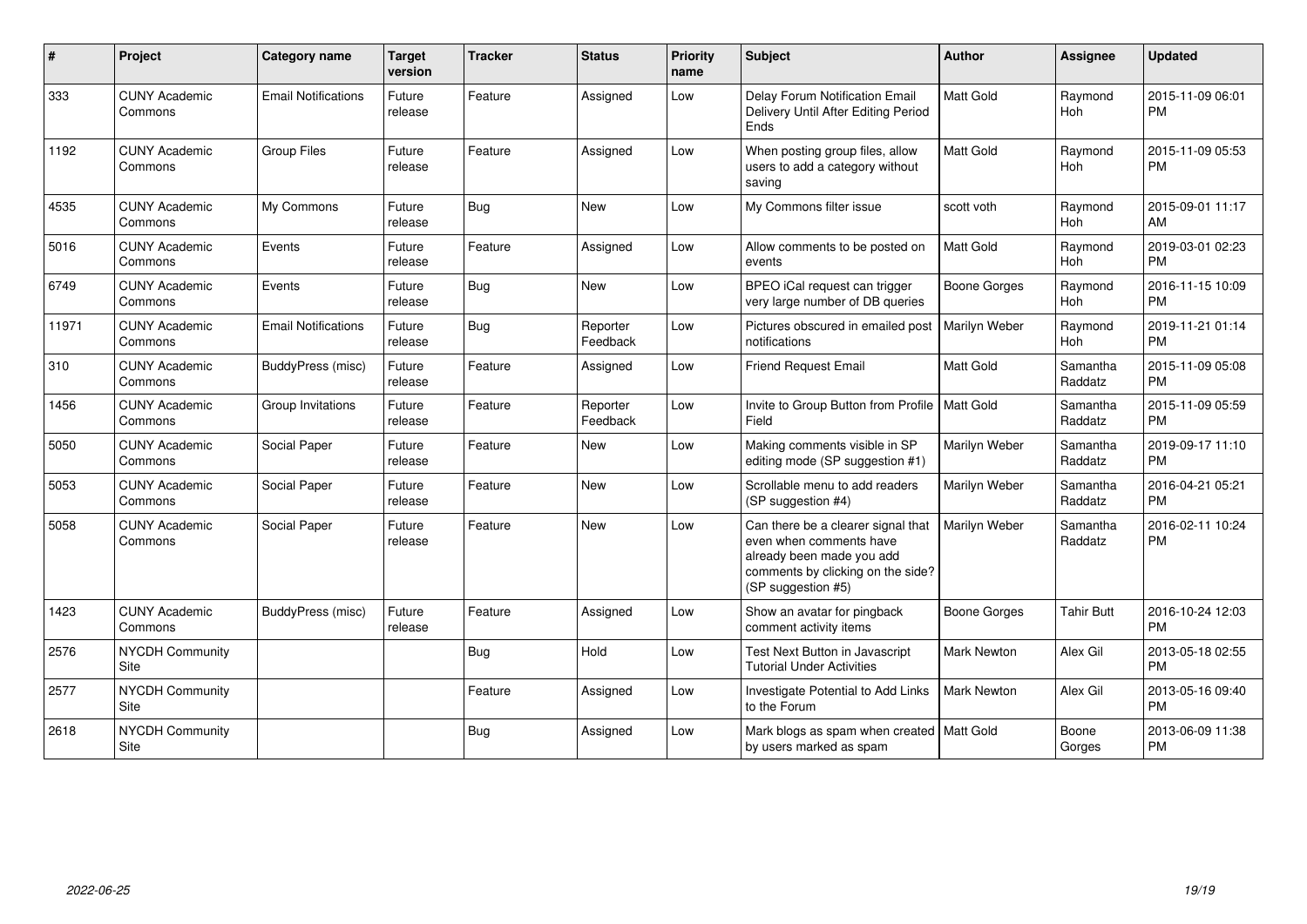| # | Project | Category name | Target version | Tracker | Status | Priority name | Subject | Author | Assignee | Updated |
|---|---|---|---|---|---|---|---|---|---|---|
| 333 | CUNY Academic Commons | Email Notifications | Future release | Feature | Assigned | Low | Delay Forum Notification Email Delivery Until After Editing Period Ends | Matt Gold | Raymond Hoh | 2015-11-09 06:01 PM |
| 1192 | CUNY Academic Commons | Group Files | Future release | Feature | Assigned | Low | When posting group files, allow users to add a category without saving | Matt Gold | Raymond Hoh | 2015-11-09 05:53 PM |
| 4535 | CUNY Academic Commons | My Commons | Future release | Bug | New | Low | My Commons filter issue | scott voth | Raymond Hoh | 2015-09-01 11:17 AM |
| 5016 | CUNY Academic Commons | Events | Future release | Feature | Assigned | Low | Allow comments to be posted on events | Matt Gold | Raymond Hoh | 2019-03-01 02:23 PM |
| 6749 | CUNY Academic Commons | Events | Future release | Bug | New | Low | BPEO iCal request can trigger very large number of DB queries | Boone Gorges | Raymond Hoh | 2016-11-15 10:09 PM |
| 11971 | CUNY Academic Commons | Email Notifications | Future release | Bug | Reporter Feedback | Low | Pictures obscured in emailed post notifications | Marilyn Weber | Raymond Hoh | 2019-11-21 01:14 PM |
| 310 | CUNY Academic Commons | BuddyPress (misc) | Future release | Feature | Assigned | Low | Friend Request Email | Matt Gold | Samantha Raddatz | 2015-11-09 05:08 PM |
| 1456 | CUNY Academic Commons | Group Invitations | Future release | Feature | Reporter Feedback | Low | Invite to Group Button from Profile Field | Matt Gold | Samantha Raddatz | 2015-11-09 05:59 PM |
| 5050 | CUNY Academic Commons | Social Paper | Future release | Feature | New | Low | Making comments visible in SP editing mode (SP suggestion #1) | Marilyn Weber | Samantha Raddatz | 2019-09-17 11:10 PM |
| 5053 | CUNY Academic Commons | Social Paper | Future release | Feature | New | Low | Scrollable menu to add readers (SP suggestion #4) | Marilyn Weber | Samantha Raddatz | 2016-04-21 05:21 PM |
| 5058 | CUNY Academic Commons | Social Paper | Future release | Feature | New | Low | Can there be a clearer signal that even when comments have already been made you add comments by clicking on the side? (SP suggestion #5) | Marilyn Weber | Samantha Raddatz | 2016-02-11 10:24 PM |
| 1423 | CUNY Academic Commons | BuddyPress (misc) | Future release | Feature | Assigned | Low | Show an avatar for pingback comment activity items | Boone Gorges | Tahir Butt | 2016-10-24 12:03 PM |
| 2576 | NYCDH Community Site | | | Bug | Hold | Low | Test Next Button in Javascript Tutorial Under Activities | Mark Newton | Alex Gil | 2013-05-18 02:55 PM |
| 2577 | NYCDH Community Site | | | Feature | Assigned | Low | Investigate Potential to Add Links to the Forum | Mark Newton | Alex Gil | 2013-05-16 09:40 PM |
| 2618 | NYCDH Community Site | | | Bug | Assigned | Low | Mark blogs as spam when created by users marked as spam | Matt Gold | Boone Gorges | 2013-06-09 11:38 PM |